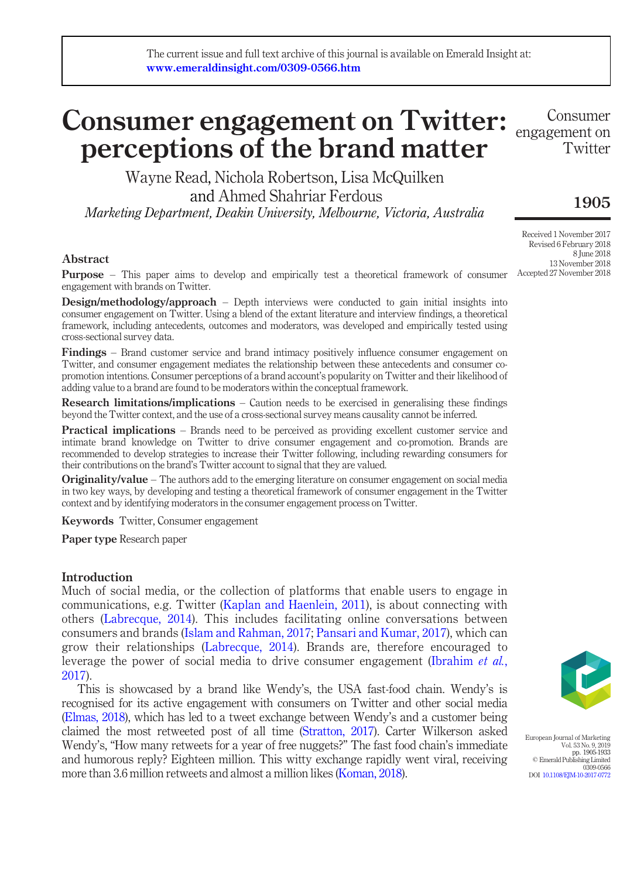The current issue and full text archive of this journal is available on Emerald Insight at: www.emeraldinsight.com/0309-0566.htm

# Consumer engagement on Twitter: perceptions of the brand matter

Wayne Read, Nichola Robertson, Lisa McQuilken and Ahmed Shahriar Ferdous

*Marketing Department, Deakin University, Melbourne, Victoria, Australia*

Received 1 November 2017
Revised 6 February 2018
8 June 2018
13 November 2018
Accepted 27 November 2018

## Abstract

**Purpose** – This paper aims to develop and empirically test a theoretical framework of consumer engagement with brands on Twitter.

**Design/methodology/approach** – Depth interviews were conducted to gain initial insights into consumer engagement on Twitter. Using a blend of the extant literature and interview findings, a theoretical framework, including antecedents, outcomes and moderators, was developed and empirically tested using cross-sectional survey data.

**Findings** – Brand customer service and brand intimacy positively influence consumer engagement on Twitter, and consumer engagement mediates the relationship between these antecedents and consumer co-promotion intentions. Consumer perceptions of a brand account's popularity on Twitter and their likelihood of adding value to a brand are found to be moderators within the conceptual framework.

**Research limitations/implications** – Caution needs to be exercised in generalising these findings beyond the Twitter context, and the use of a cross-sectional survey means causality cannot be inferred.

**Practical implications** – Brands need to be perceived as providing excellent customer service and intimate brand knowledge on Twitter to drive consumer engagement and co-promotion. Brands are recommended to develop strategies to increase their Twitter following, including rewarding consumers for their contributions on the brand's Twitter account to signal that they are valued.

**Originality/value** – The authors add to the emerging literature on consumer engagement on social media in two key ways, by developing and testing a theoretical framework of consumer engagement in the Twitter context and by identifying moderators in the consumer engagement process on Twitter.

**Keywords** Twitter, Consumer engagement

**Paper type** Research paper

## Introduction

Much of social media, or the collection of platforms that enable users to engage in communications, e.g. Twitter (Kaplan and Haenlein, 2011), is about connecting with others (Labrecque, 2014). This includes facilitating online conversations between consumers and brands (Islam and Rahman, 2017; Pansari and Kumar, 2017), which can grow their relationships (Labrecque, 2014). Brands are, therefore encouraged to leverage the power of social media to drive consumer engagement (Ibrahim *et al.*, 2017).

This is showcased by a brand like Wendy's, the USA fast-food chain. Wendy's is recognised for its active engagement with consumers on Twitter and other social media (Elmas, 2018), which has led to a tweet exchange between Wendy's and a customer being claimed the most retweeted post of all time (Stratton, 2017). Carter Wilkerson asked Wendy's, "How many retweets for a year of free nuggets?" The fast food chain's immediate and humorous reply? Eighteen million. This witty exchange rapidly went viral, receiving more than 3.6 million retweets and almost a million likes (Koman, 2018).

European Journal of Marketing
Vol. 53 No. 9, 2019
pp. 1905-1933
© Emerald Publishing Limited
0309-0566
DOI 10.1108/EJM-10-2017-0772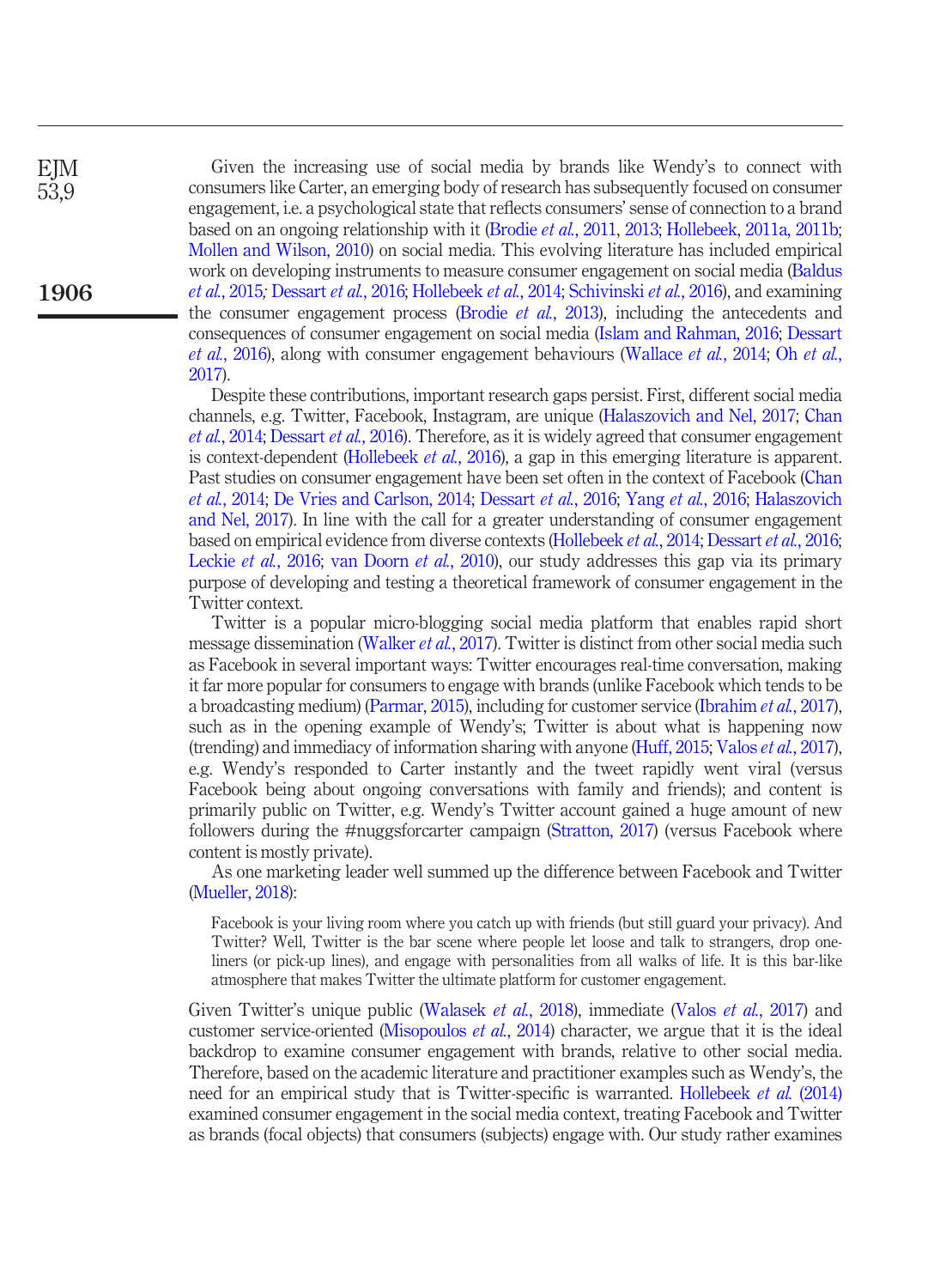Given the increasing use of social media by brands like Wendy's to connect with consumers like Carter, an emerging body of research has subsequently focused on consumer engagement, i.e. a psychological state that reflects consumers' sense of connection to a brand based on an ongoing relationship with it (Brodie *et al.*, 2011, 2013; Hollebeek, 2011a, 2011b; Mollen and Wilson, 2010) on social media. This evolving literature has included empirical work on developing instruments to measure consumer engagement on social media (Baldus *et al.*, 2015; Dessart *et al.*, 2016; Hollebeek *et al.*, 2014; Schivinski *et al.*, 2016), and examining the consumer engagement process (Brodie *et al.*, 2013), including the antecedents and consequences of consumer engagement on social media (Islam and Rahman, 2016; Dessart *et al.*, 2016), along with consumer engagement behaviours (Wallace *et al.*, 2014; Oh *et al.*, 2017).

Despite these contributions, important research gaps persist. First, different social media channels, e.g. Twitter, Facebook, Instagram, are unique (Halaszovich and Nel, 2017; Chan *et al.*, 2014; Dessart *et al.*, 2016). Therefore, as it is widely agreed that consumer engagement is context-dependent (Hollebeek *et al.*, 2016), a gap in this emerging literature is apparent. Past studies on consumer engagement have been set often in the context of Facebook (Chan *et al.*, 2014; De Vries and Carlson, 2014; Dessart *et al.*, 2016; Yang *et al.*, 2016; Halaszovich and Nel, 2017). In line with the call for a greater understanding of consumer engagement based on empirical evidence from diverse contexts (Hollebeek *et al.*, 2014; Dessart *et al.*, 2016; Leckie *et al.*, 2016; van Doorn *et al.*, 2010), our study addresses this gap via its primary purpose of developing and testing a theoretical framework of consumer engagement in the Twitter context.

Twitter is a popular micro-blogging social media platform that enables rapid short message dissemination (Walker *et al.*, 2017). Twitter is distinct from other social media such as Facebook in several important ways: Twitter encourages real-time conversation, making it far more popular for consumers to engage with brands (unlike Facebook which tends to be a broadcasting medium) (Parmar, 2015), including for customer service (Ibrahim *et al.*, 2017), such as in the opening example of Wendy's; Twitter is about what is happening now (trending) and immediacy of information sharing with anyone (Huff, 2015; Valos *et al.*, 2017), e.g. Wendy's responded to Carter instantly and the tweet rapidly went viral (versus Facebook being about ongoing conversations with family and friends); and content is primarily public on Twitter, e.g. Wendy's Twitter account gained a huge amount of new followers during the #nuggsforcarter campaign (Stratton, 2017) (versus Facebook where content is mostly private).

As one marketing leader well summed up the difference between Facebook and Twitter (Mueller, 2018):

> Facebook is your living room where you catch up with friends (but still guard your privacy). And Twitter? Well, Twitter is the bar scene where people let loose and talk to strangers, drop one-liners (or pick-up lines), and engage with personalities from all walks of life. It is this bar-like atmosphere that makes Twitter the ultimate platform for customer engagement.

Given Twitter's unique public (Walasek *et al.*, 2018), immediate (Valos *et al.*, 2017) and customer service-oriented (Misopoulos *et al.*, 2014) character, we argue that it is the ideal backdrop to examine consumer engagement with brands, relative to other social media. Therefore, based on the academic literature and practitioner examples such as Wendy's, the need for an empirical study that is Twitter-specific is warranted. Hollebeek *et al.* (2014) examined consumer engagement in the social media context, treating Facebook and Twitter as brands (focal objects) that consumers (subjects) engage with. Our study rather examines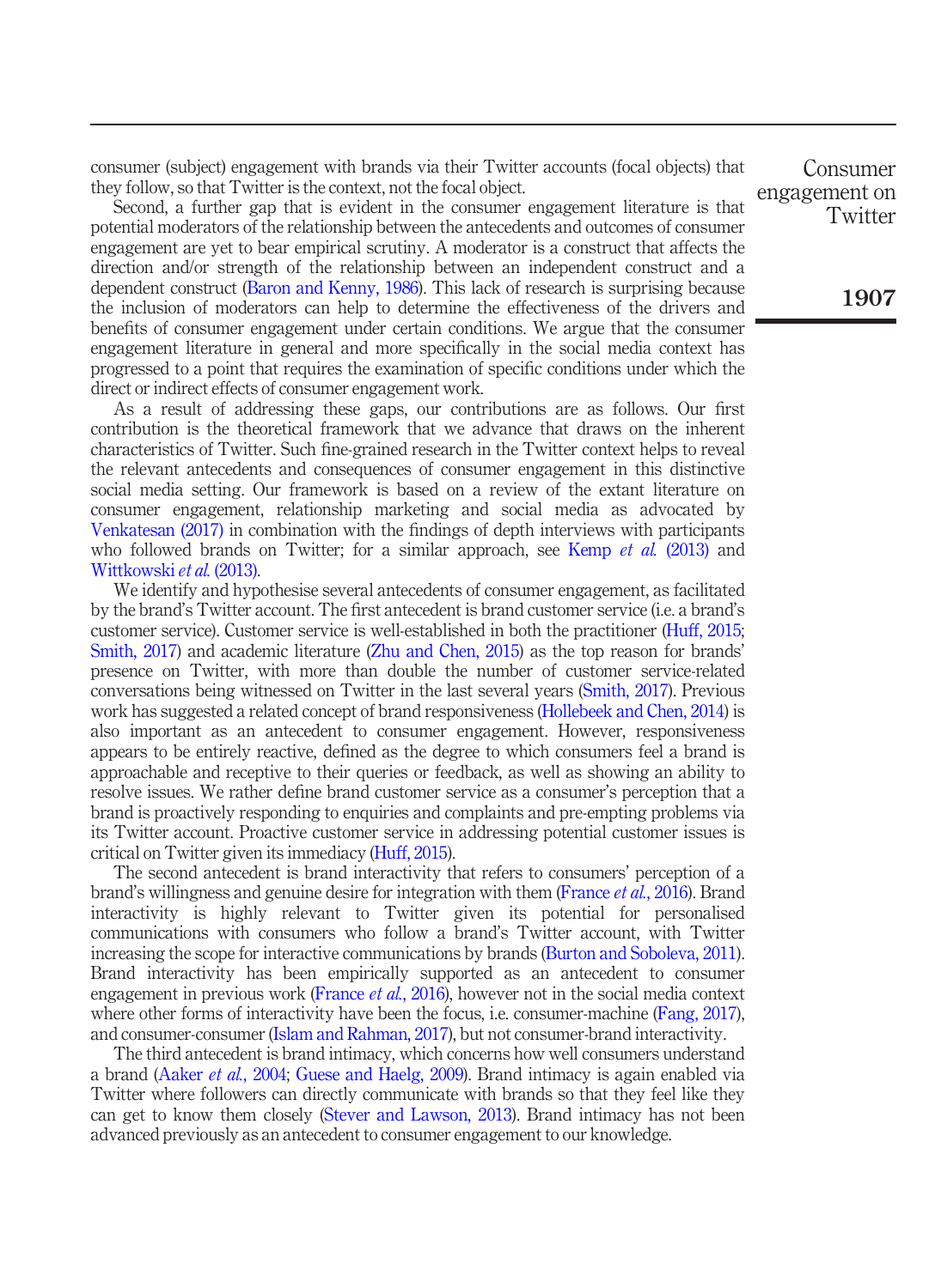consumer (subject) engagement with brands via their Twitter accounts (focal objects) that they follow, so that Twitter is the context, not the focal object.

Second, a further gap that is evident in the consumer engagement literature is that potential moderators of the relationship between the antecedents and outcomes of consumer engagement are yet to bear empirical scrutiny. A moderator is a construct that affects the direction and/or strength of the relationship between an independent construct and a dependent construct (Baron and Kenny, 1986). This lack of research is surprising because the inclusion of moderators can help to determine the effectiveness of the drivers and benefits of consumer engagement under certain conditions. We argue that the consumer engagement literature in general and more specifically in the social media context has progressed to a point that requires the examination of specific conditions under which the direct or indirect effects of consumer engagement work.

As a result of addressing these gaps, our contributions are as follows. Our first contribution is the theoretical framework that we advance that draws on the inherent characteristics of Twitter. Such fine-grained research in the Twitter context helps to reveal the relevant antecedents and consequences of consumer engagement in this distinctive social media setting. Our framework is based on a review of the extant literature on consumer engagement, relationship marketing and social media as advocated by Venkatesan (2017) in combination with the findings of depth interviews with participants who followed brands on Twitter; for a similar approach, see Kemp *et al.* (2013) and Wittkowski *et al.* (2013).

We identify and hypothesise several antecedents of consumer engagement, as facilitated by the brand's Twitter account. The first antecedent is brand customer service (i.e. a brand's customer service). Customer service is well-established in both the practitioner (Huff, 2015; Smith, 2017) and academic literature (Zhu and Chen, 2015) as the top reason for brands' presence on Twitter, with more than double the number of customer service-related conversations being witnessed on Twitter in the last several years (Smith, 2017). Previous work has suggested a related concept of brand responsiveness (Hollebeek and Chen, 2014) is also important as an antecedent to consumer engagement. However, responsiveness appears to be entirely reactive, defined as the degree to which consumers feel a brand is approachable and receptive to their queries or feedback, as well as showing an ability to resolve issues. We rather define brand customer service as a consumer's perception that a brand is proactively responding to enquiries and complaints and pre-empting problems via its Twitter account. Proactive customer service in addressing potential customer issues is critical on Twitter given its immediacy (Huff, 2015).

The second antecedent is brand interactivity that refers to consumers' perception of a brand's willingness and genuine desire for integration with them (France *et al.*, 2016). Brand interactivity is highly relevant to Twitter given its potential for personalised communications with consumers who follow a brand's Twitter account, with Twitter increasing the scope for interactive communications by brands (Burton and Soboleva, 2011). Brand interactivity has been empirically supported as an antecedent to consumer engagement in previous work (France *et al.*, 2016), however not in the social media context where other forms of interactivity have been the focus, i.e. consumer-machine (Fang, 2017), and consumer-consumer (Islam and Rahman, 2017), but not consumer-brand interactivity.

The third antecedent is brand intimacy, which concerns how well consumers understand a brand (Aaker *et al.*, 2004; Guese and Haelg, 2009). Brand intimacy is again enabled via Twitter where followers can directly communicate with brands so that they feel like they can get to know them closely (Stever and Lawson, 2013). Brand intimacy has not been advanced previously as an antecedent to consumer engagement to our knowledge.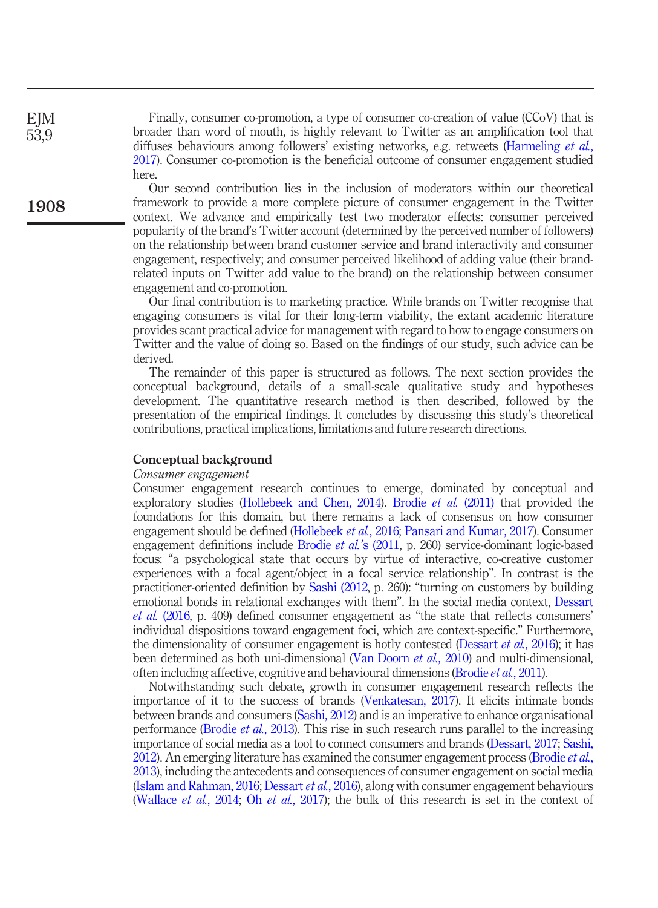Finally, consumer co-promotion, a type of consumer co-creation of value (CCoV) that is broader than word of mouth, is highly relevant to Twitter as an amplification tool that diffuses behaviours among followers' existing networks, e.g. retweets (Harmeling *et al.*, 2017). Consumer co-promotion is the beneficial outcome of consumer engagement studied here.

Our second contribution lies in the inclusion of moderators within our theoretical framework to provide a more complete picture of consumer engagement in the Twitter context. We advance and empirically test two moderator effects: consumer perceived popularity of the brand's Twitter account (determined by the perceived number of followers) on the relationship between brand customer service and brand interactivity and consumer engagement, respectively; and consumer perceived likelihood of adding value (their brand-related inputs on Twitter add value to the brand) on the relationship between consumer engagement and co-promotion.

Our final contribution is to marketing practice. While brands on Twitter recognise that engaging consumers is vital for their long-term viability, the extant academic literature provides scant practical advice for management with regard to how to engage consumers on Twitter and the value of doing so. Based on the findings of our study, such advice can be derived.

The remainder of this paper is structured as follows. The next section provides the conceptual background, details of a small-scale qualitative study and hypotheses development. The quantitative research method is then described, followed by the presentation of the empirical findings. It concludes by discussing this study's theoretical contributions, practical implications, limitations and future research directions.

## Conceptual background

### *Consumer engagement*

Consumer engagement research continues to emerge, dominated by conceptual and exploratory studies (Hollebeek and Chen, 2014). Brodie *et al.* (2011) that provided the foundations for this domain, but there remains a lack of consensus on how consumer engagement should be defined (Hollebeek *et al.*, 2016; Pansari and Kumar, 2017). Consumer engagement definitions include Brodie *et al.*'s (2011, p. 260) service-dominant logic-based focus: "a psychological state that occurs by virtue of interactive, co-creative customer experiences with a focal agent/object in a focal service relationship". In contrast is the practitioner-oriented definition by Sashi (2012, p. 260): "turning on customers by building emotional bonds in relational exchanges with them". In the social media context, Dessart *et al.* (2016, p. 409) defined consumer engagement as "the state that reflects consumers' individual dispositions toward engagement foci, which are context-specific." Furthermore, the dimensionality of consumer engagement is hotly contested (Dessart *et al.*, 2016); it has been determined as both uni-dimensional (Van Doorn *et al.*, 2010) and multi-dimensional, often including affective, cognitive and behavioural dimensions (Brodie *et al.*, 2011).

Notwithstanding such debate, growth in consumer engagement research reflects the importance of it to the success of brands (Venkatesan, 2017). It elicits intimate bonds between brands and consumers (Sashi, 2012) and is an imperative to enhance organisational performance (Brodie *et al.*, 2013). This rise in such research runs parallel to the increasing importance of social media as a tool to connect consumers and brands (Dessart, 2017; Sashi, 2012). An emerging literature has examined the consumer engagement process (Brodie *et al.*, 2013), including the antecedents and consequences of consumer engagement on social media (Islam and Rahman, 2016; Dessart *et al.*, 2016), along with consumer engagement behaviours (Wallace *et al.*, 2014; Oh *et al.*, 2017); the bulk of this research is set in the context of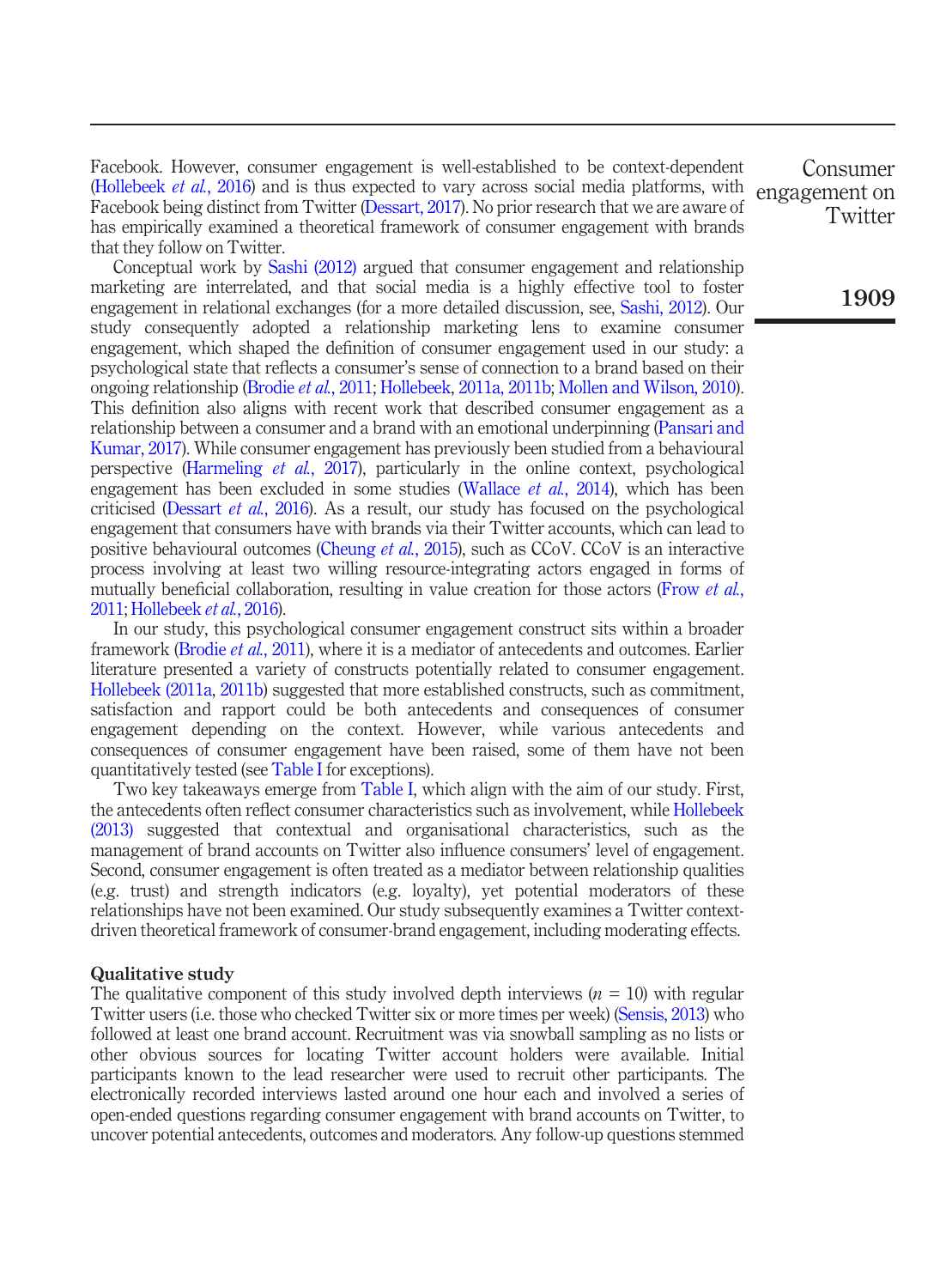Facebook. However, consumer engagement is well-established to be context-dependent (Hollebeek *et al.*, 2016) and is thus expected to vary across social media platforms, with Facebook being distinct from Twitter (Dessart, 2017). No prior research that we are aware of has empirically examined a theoretical framework of consumer engagement with brands that they follow on Twitter.

Conceptual work by Sashi (2012) argued that consumer engagement and relationship marketing are interrelated, and that social media is a highly effective tool to foster engagement in relational exchanges (for a more detailed discussion, see, Sashi, 2012). Our study consequently adopted a relationship marketing lens to examine consumer engagement, which shaped the definition of consumer engagement used in our study: a psychological state that reflects a consumer's sense of connection to a brand based on their ongoing relationship (Brodie *et al.*, 2011; Hollebeek, 2011a, 2011b; Mollen and Wilson, 2010). This definition also aligns with recent work that described consumer engagement as a relationship between a consumer and a brand with an emotional underpinning (Pansari and Kumar, 2017). While consumer engagement has previously been studied from a behavioural perspective (Harmeling *et al.*, 2017), particularly in the online context, psychological engagement has been excluded in some studies (Wallace *et al.*, 2014), which has been criticised (Dessart *et al.*, 2016). As a result, our study has focused on the psychological engagement that consumers have with brands via their Twitter accounts, which can lead to positive behavioural outcomes (Cheung *et al.*, 2015), such as CCoV. CCoV is an interactive process involving at least two willing resource-integrating actors engaged in forms of mutually beneficial collaboration, resulting in value creation for those actors (Frow *et al.*, 2011; Hollebeek *et al.*, 2016).

In our study, this psychological consumer engagement construct sits within a broader framework (Brodie *et al.*, 2011), where it is a mediator of antecedents and outcomes. Earlier literature presented a variety of constructs potentially related to consumer engagement. Hollebeek (2011a, 2011b) suggested that more established constructs, such as commitment, satisfaction and rapport could be both antecedents and consequences of consumer engagement depending on the context. However, while various antecedents and consequences of consumer engagement have been raised, some of them have not been quantitatively tested (see Table I for exceptions).

Two key takeaways emerge from Table I, which align with the aim of our study. First, the antecedents often reflect consumer characteristics such as involvement, while Hollebeek (2013) suggested that contextual and organisational characteristics, such as the management of brand accounts on Twitter also influence consumers' level of engagement. Second, consumer engagement is often treated as a mediator between relationship qualities (e.g. trust) and strength indicators (e.g. loyalty), yet potential moderators of these relationships have not been examined. Our study subsequently examines a Twitter context-driven theoretical framework of consumer-brand engagement, including moderating effects.

## Qualitative study

The qualitative component of this study involved depth interviews ($n$ = 10) with regular Twitter users (i.e. those who checked Twitter six or more times per week) (Sensis, 2013) who followed at least one brand account. Recruitment was via snowball sampling as no lists or other obvious sources for locating Twitter account holders were available. Initial participants known to the lead researcher were used to recruit other participants. The electronically recorded interviews lasted around one hour each and involved a series of open-ended questions regarding consumer engagement with brand accounts on Twitter, to uncover potential antecedents, outcomes and moderators. Any follow-up questions stemmed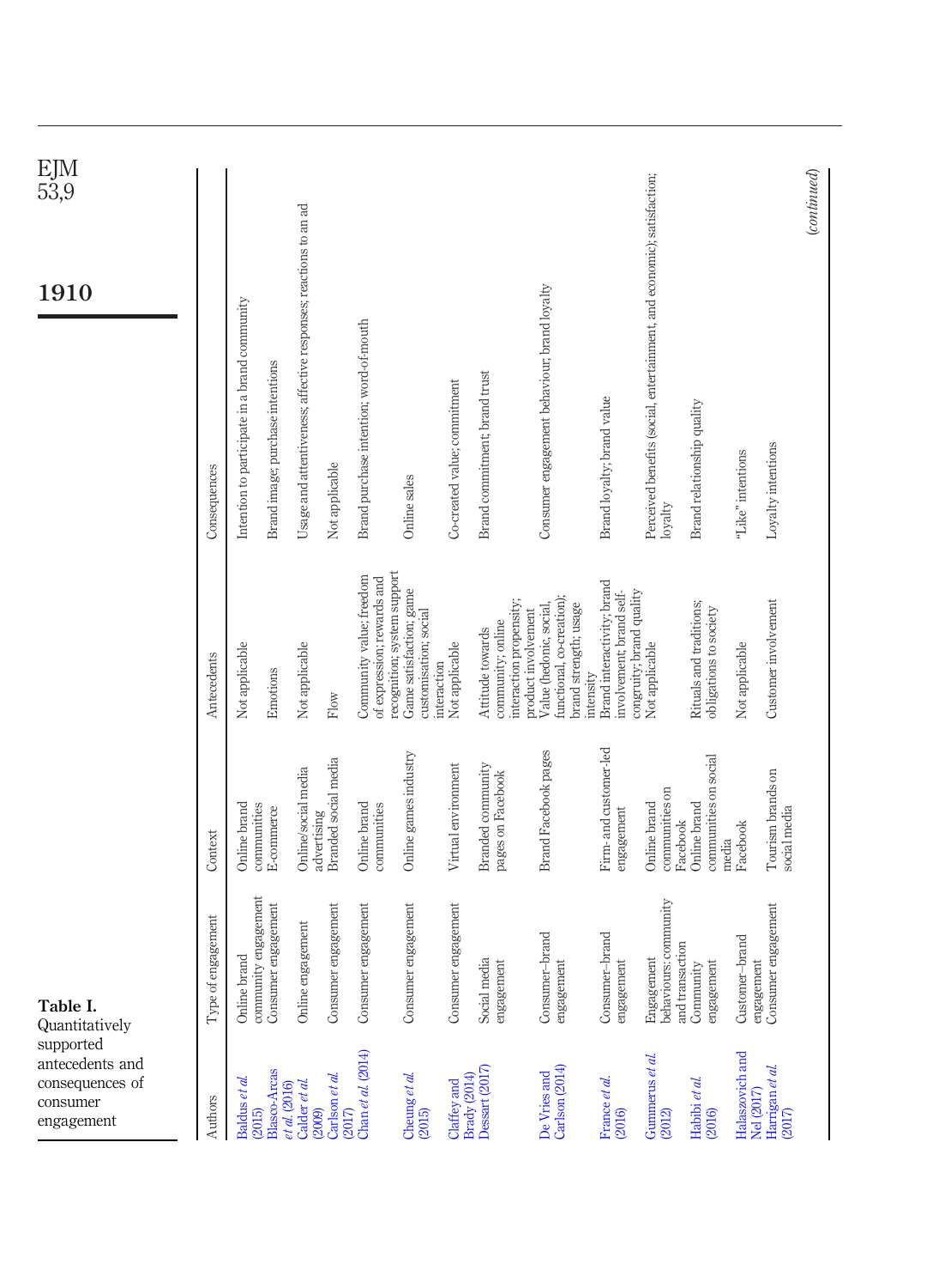**Table I.** Quantitatively supported antecedents and consequences of consumer engagement

| Authors | Type of engagement | Context | Antecedents | Consequences |
|---|---|---|---|---|
| Baldus *et al.* (2015) | Online brand community engagement | Online brand communities | Not applicable | Intention to participate in a brand community |
| Blasco-Arcas *et al.* (2016) | Consumer engagement | E-commerce | Emotions | Brand image; purchase intentions |
| Calder *et al.* (2009) | Online engagement | Online/social media advertising | Not applicable | Usage and attentiveness; affective responses; reactions to an ad |
| Carlson *et al.* (2017) | Consumer engagement | Branded social media | Flow | Not applicable |
| Chan *et al.* (2014) | Consumer engagement | Online brand communities | Community value; freedom of expression; rewards and recognition; system support | Brand purchase intention; word-of-mouth |
| Cheung *et al.* (2015) | Consumer engagement | Online games industry | Game satisfaction; game customisation; social interaction | Online sales |
| Claffey and Brady (2014) | Consumer engagement | Virtual environment | Not applicable | Co-created value; commitment |
| Dessart (2017) | Social media engagement | Branded community pages on Facebook | Attitude towards community; online interaction propensity; product involvement | Brand commitment; brand trust |
| De Vries and Carlson (2014) | Consumer–brand engagement | Brand Facebook pages | Value (hedonic, social, functional, co-creation); brand strength; usage intensity | Consumer engagement behaviour; brand loyalty |
| France *et al.* (2016) | Consumer–brand engagement | Firm- and customer-led engagement | Brand interactivity; brand involvement; brand self-congruity; brand quality | Brand loyalty; brand value |
| Gummerus *et al.* (2012) | Engagement behaviours: community and transaction | Online brand communities on Facebook | Not applicable | Perceived benefits (social, entertainment, and economic); satisfaction; loyalty |
| Habibi *et al.* (2016) | Community engagement | Online brand communities on social media | Rituals and traditions; obligations to society | Brand relationship quality |
| Halaszovich and Nel (2017) | Customer–brand engagement | Facebook | Not applicable | "Like" intentions |
| Harrigan *et al.* (2017) | Consumer engagement | Tourism brands on social media | Customer involvement | Loyalty intentions |

*(continued)*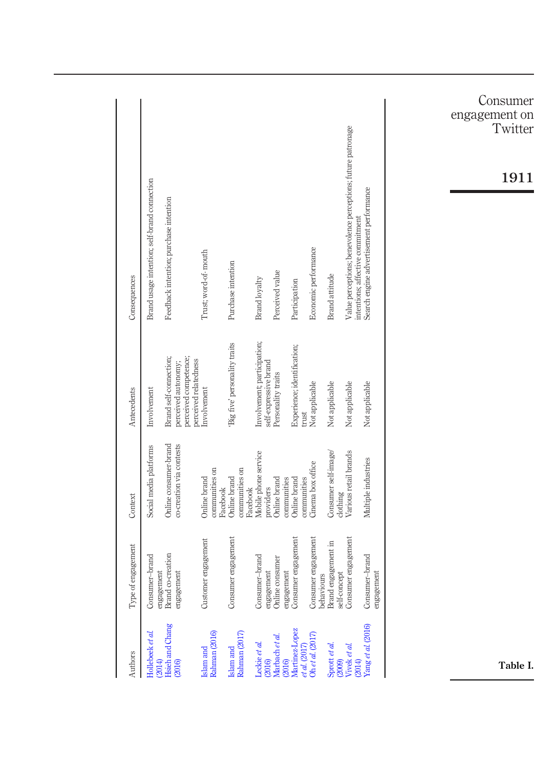| Authors | Type of engagement | Context | Antecedents | Consequences |
|---|---|---|---|---|
| Hollebeek *et al.* (2014) | Consumer–brand engagement | Social media platforms | Involvement | Brand usage intention; self-brand connection |
| Hsieh and Chang (2016) | Brand co-creation engagement | Online consumer-brand co-creation via contests | Brand self-connection; perceived autonomy; perceived competence; perceived relatedness | Feedback intention; purchase intention |
| Islam and Rahman (2016) | Customer engagement | Online brand communities on Facebook | Involvement | Trust; word-of-mouth |
| Islam and Rahman (2017) | Consumer engagement | Online brand communities on Facebook | 'Big five' personality traits | Purchase intention |
| Leckie *et al.* (2016) | Consumer–brand engagement | Mobile phone service providers | Involvement; participation; self-expressive brand | Brand loyalty |
| Marbach *et al.* (2016) | Online consumer engagement | Online brand communities | Personality traits | Perceived value |
| Martinez-Lopez *et al.* (2017) | Consumer engagement | Online brand communities | Experience; identification; trust | Participation |
| Oh *et al.* (2017) | Consumer engagement behaviours | Cinema box office | Not applicable | Economic performance |
| Sprott *et al.* (2009) | Brand engagement in self-concept | Consumer self-image/clothing | Not applicable | Brand attitude |
| Vivek *et al.* (2014) | Consumer engagement | Various retail brands | Not applicable | Value perceptions; benevolence perceptions; future patronage intentions; affective commitment |
| Yang *et al.* (2016) | Consumer–brand engagement | Multiple industries | Not applicable | Search engine advertisement performance |

**Table I.**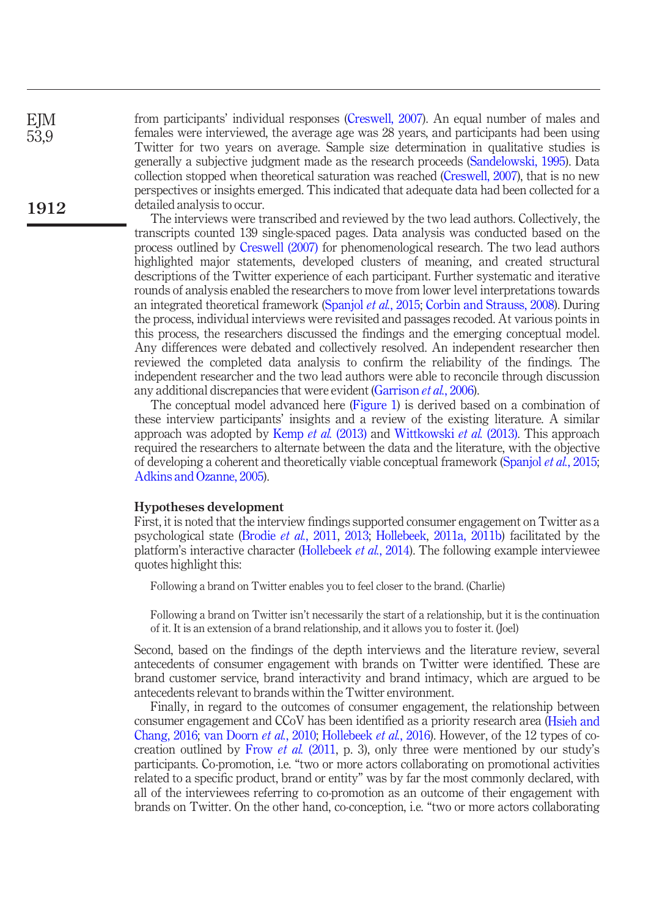from participants' individual responses (Creswell, 2007). An equal number of males and females were interviewed, the average age was 28 years, and participants had been using Twitter for two years on average. Sample size determination in qualitative studies is generally a subjective judgment made as the research proceeds (Sandelowski, 1995). Data collection stopped when theoretical saturation was reached (Creswell, 2007), that is no new perspectives or insights emerged. This indicated that adequate data had been collected for a detailed analysis to occur.

The interviews were transcribed and reviewed by the two lead authors. Collectively, the transcripts counted 139 single-spaced pages. Data analysis was conducted based on the process outlined by Creswell (2007) for phenomenological research. The two lead authors highlighted major statements, developed clusters of meaning, and created structural descriptions of the Twitter experience of each participant. Further systematic and iterative rounds of analysis enabled the researchers to move from lower level interpretations towards an integrated theoretical framework (Spanjol *et al.*, 2015; Corbin and Strauss, 2008). During the process, individual interviews were revisited and passages recoded. At various points in this process, the researchers discussed the findings and the emerging conceptual model. Any differences were debated and collectively resolved. An independent researcher then reviewed the completed data analysis to confirm the reliability of the findings. The independent researcher and the two lead authors were able to reconcile through discussion any additional discrepancies that were evident (Garrison *et al.*, 2006).

The conceptual model advanced here (Figure 1) is derived based on a combination of these interview participants' insights and a review of the existing literature. A similar approach was adopted by Kemp *et al.* (2013) and Wittkowski *et al.* (2013). This approach required the researchers to alternate between the data and the literature, with the objective of developing a coherent and theoretically viable conceptual framework (Spanjol *et al.*, 2015; Adkins and Ozanne, 2005).

## Hypotheses development

First, it is noted that the interview findings supported consumer engagement on Twitter as a psychological state (Brodie *et al.*, 2011, 2013; Hollebeek, 2011a, 2011b) facilitated by the platform's interactive character (Hollebeek *et al.*, 2014). The following example interviewee quotes highlight this:

> Following a brand on Twitter enables you to feel closer to the brand. (Charlie)

> Following a brand on Twitter isn't necessarily the start of a relationship, but it is the continuation of it. It is an extension of a brand relationship, and it allows you to foster it. (Joel)

Second, based on the findings of the depth interviews and the literature review, several antecedents of consumer engagement with brands on Twitter were identified. These are brand customer service, brand interactivity and brand intimacy, which are argued to be antecedents relevant to brands within the Twitter environment.

Finally, in regard to the outcomes of consumer engagement, the relationship between consumer engagement and CCoV has been identified as a priority research area (Hsieh and Chang, 2016; van Doorn *et al.*, 2010; Hollebeek *et al.*, 2016). However, of the 12 types of co-creation outlined by Frow *et al.* (2011, p. 3), only three were mentioned by our study's participants. Co-promotion, i.e. "two or more actors collaborating on promotional activities related to a specific product, brand or entity" was by far the most commonly declared, with all of the interviewees referring to co-promotion as an outcome of their engagement with brands on Twitter. On the other hand, co-conception, i.e. "two or more actors collaborating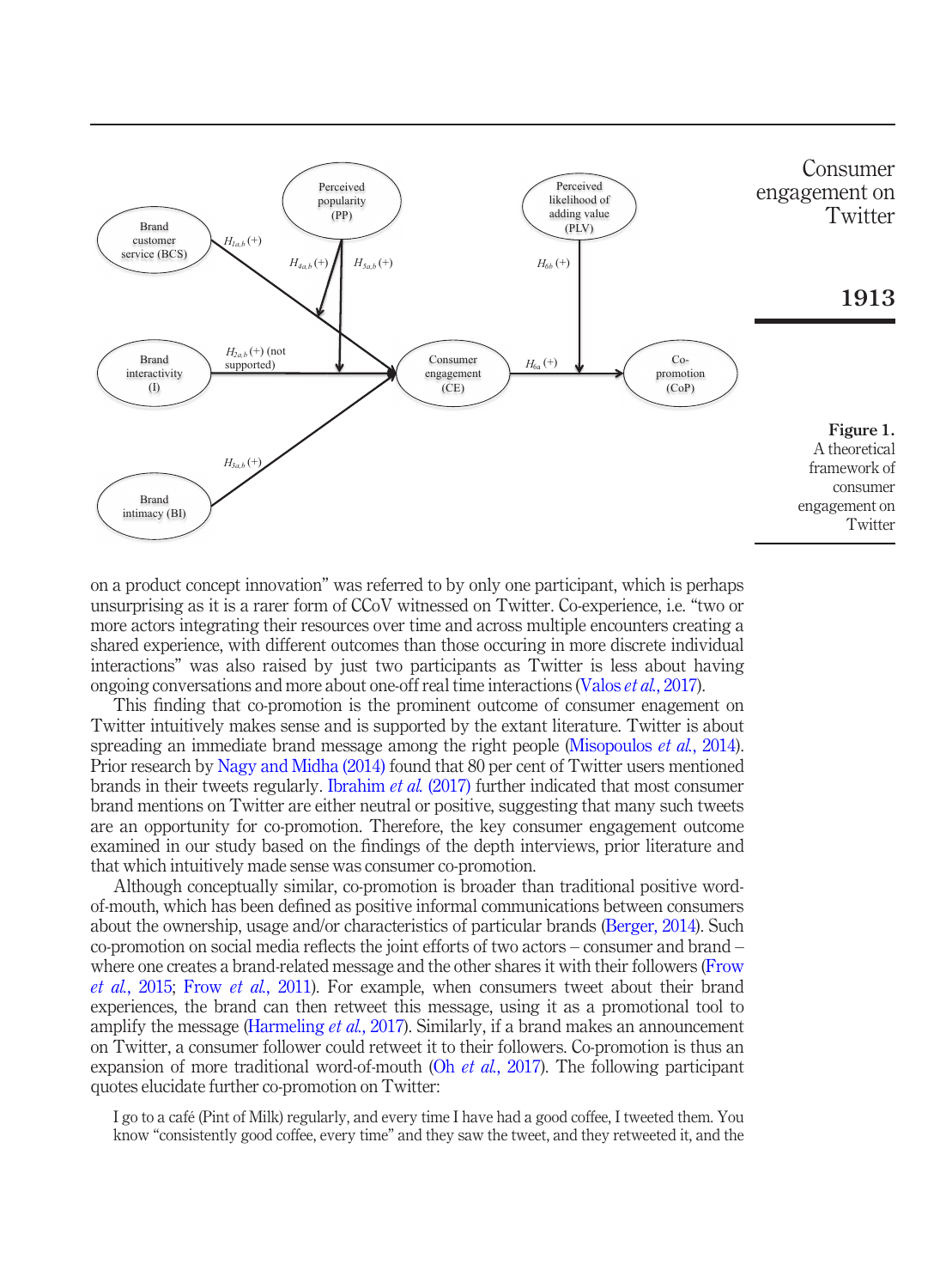Figure 1.
A theoretical framework of consumer engagement on Twitter

on a product concept innovation" was referred to by only one participant, which is perhaps unsurprising as it is a rarer form of CCoV witnessed on Twitter. Co-experience, i.e. "two or more actors integrating their resources over time and across multiple encounters creating a shared experience, with different outcomes than those occuring in more discrete individual interactions" was also raised by just two participants as Twitter is less about having ongoing conversations and more about one-off real time interactions (Valos *et al.*, 2017).

This finding that co-promotion is the prominent outcome of consumer engagement on Twitter intuitively makes sense and is supported by the extant literature. Twitter is about spreading an immediate brand message among the right people (Misopoulos *et al.*, 2014). Prior research by Nagy and Midha (2014) found that 80 per cent of Twitter users mentioned brands in their tweets regularly. Ibrahim *et al.* (2017) further indicated that most consumer brand mentions on Twitter are either neutral or positive, suggesting that many such tweets are an opportunity for co-promotion. Therefore, the key consumer engagement outcome examined in our study based on the findings of the depth interviews, prior literature and that which intuitively made sense was consumer co-promotion.

Although conceptually similar, co-promotion is broader than traditional positive word-of-mouth, which has been defined as positive informal communications between consumers about the ownership, usage and/or characteristics of particular brands (Berger, 2014). Such co-promotion on social media reflects the joint efforts of two actors – consumer and brand – where one creates a brand-related message and the other shares it with their followers (Frow *et al.*, 2015; Frow *et al.*, 2011). For example, when consumers tweet about their brand experiences, the brand can then retweet this message, using it as a promotional tool to amplify the message (Harmeling *et al.*, 2017). Similarly, if a brand makes an announcement on Twitter, a consumer follower could retweet it to their followers. Co-promotion is thus an expansion of more traditional word-of-mouth (Oh *et al.*, 2017). The following participant quotes elucidate further co-promotion on Twitter:

> I go to a café (Pint of Milk) regularly, and every time I have had a good coffee, I tweeted them. You know "consistently good coffee, every time" and they saw the tweet, and they retweeted it, and the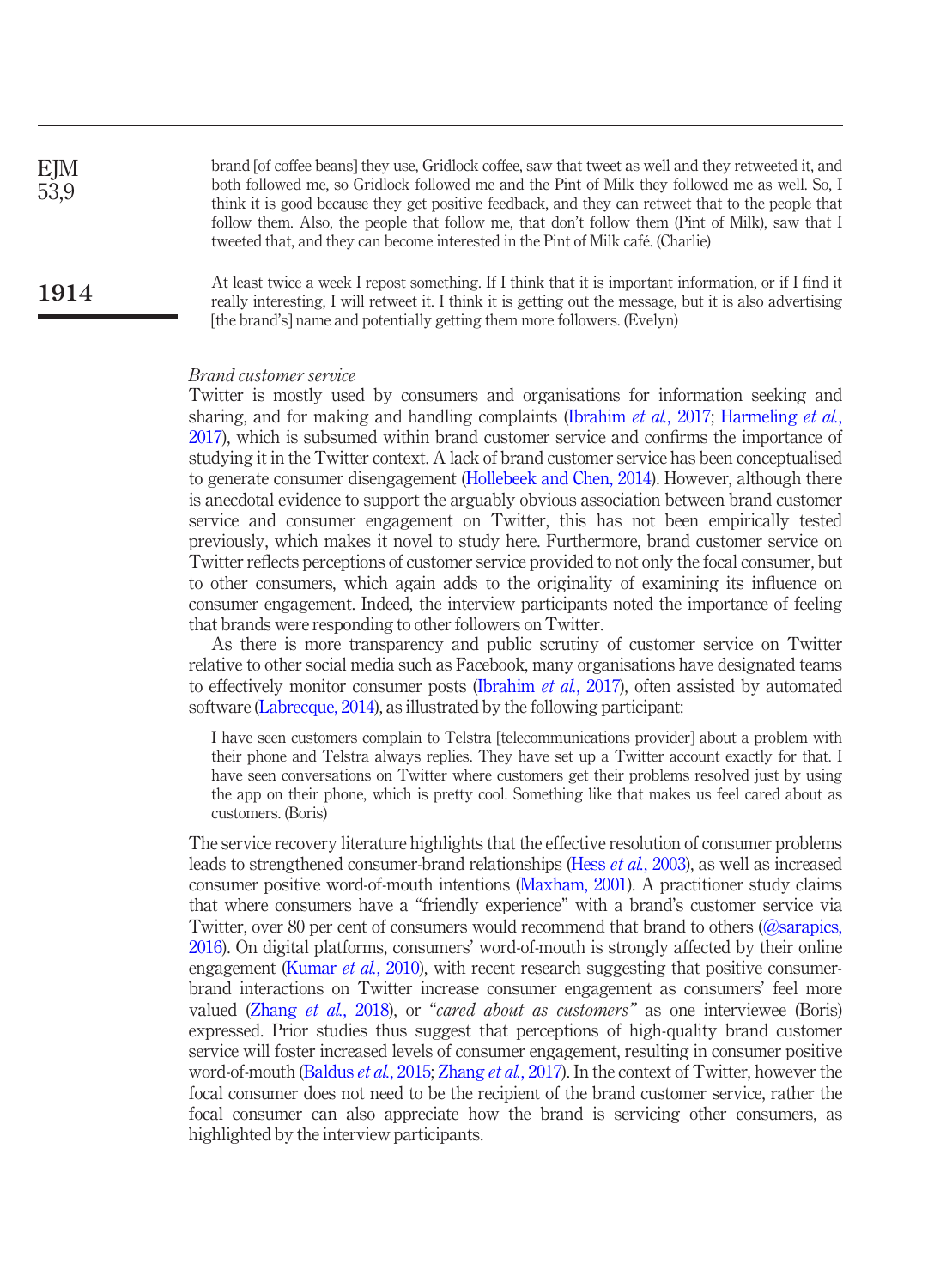brand [of coffee beans] they use, Gridlock coffee, saw that tweet as well and they retweeted it, and both followed me, so Gridlock followed me and the Pint of Milk they followed me as well. So, I think it is good because they get positive feedback, and they can retweet that to the people that follow them. Also, the people that follow me, that don't follow them (Pint of Milk), saw that I tweeted that, and they can become interested in the Pint of Milk café. (Charlie)

> At least twice a week I repost something. If I think that it is important information, or if I find it really interesting, I will retweet it. I think it is getting out the message, but it is also advertising [the brand's] name and potentially getting them more followers. (Evelyn)

*Brand customer service*

Twitter is mostly used by consumers and organisations for information seeking and sharing, and for making and handling complaints (Ibrahim *et al.*, 2017; Harmeling *et al.*, 2017), which is subsumed within brand customer service and confirms the importance of studying it in the Twitter context. A lack of brand customer service has been conceptualised to generate consumer disengagement (Hollebeek and Chen, 2014). However, although there is anecdotal evidence to support the arguably obvious association between brand customer service and consumer engagement on Twitter, this has not been empirically tested previously, which makes it novel to study here. Furthermore, brand customer service on Twitter reflects perceptions of customer service provided to not only the focal consumer, but to other consumers, which again adds to the originality of examining its influence on consumer engagement. Indeed, the interview participants noted the importance of feeling that brands were responding to other followers on Twitter.

As there is more transparency and public scrutiny of customer service on Twitter relative to other social media such as Facebook, many organisations have designated teams to effectively monitor consumer posts (Ibrahim *et al.*, 2017), often assisted by automated software (Labrecque, 2014), as illustrated by the following participant:

> I have seen customers complain to Telstra [telecommunications provider] about a problem with their phone and Telstra always replies. They have set up a Twitter account exactly for that. I have seen conversations on Twitter where customers get their problems resolved just by using the app on their phone, which is pretty cool. Something like that makes us feel cared about as customers. (Boris)

The service recovery literature highlights that the effective resolution of consumer problems leads to strengthened consumer-brand relationships (Hess *et al.*, 2003), as well as increased consumer positive word-of-mouth intentions (Maxham, 2001). A practitioner study claims that where consumers have a "friendly experience" with a brand's customer service via Twitter, over 80 per cent of consumers would recommend that brand to others (@sarapics, 2016). On digital platforms, consumers' word-of-mouth is strongly affected by their online engagement (Kumar *et al.*, 2010), with recent research suggesting that positive consumer-brand interactions on Twitter increase consumer engagement as consumers' feel more valued (Zhang *et al.*, 2018), or "*cared about as customers"* as one interviewee (Boris) expressed. Prior studies thus suggest that perceptions of high-quality brand customer service will foster increased levels of consumer engagement, resulting in consumer positive word-of-mouth (Baldus *et al.*, 2015; Zhang *et al.*, 2017). In the context of Twitter, however the focal consumer does not need to be the recipient of the brand customer service, rather the focal consumer can also appreciate how the brand is servicing other consumers, as highlighted by the interview participants.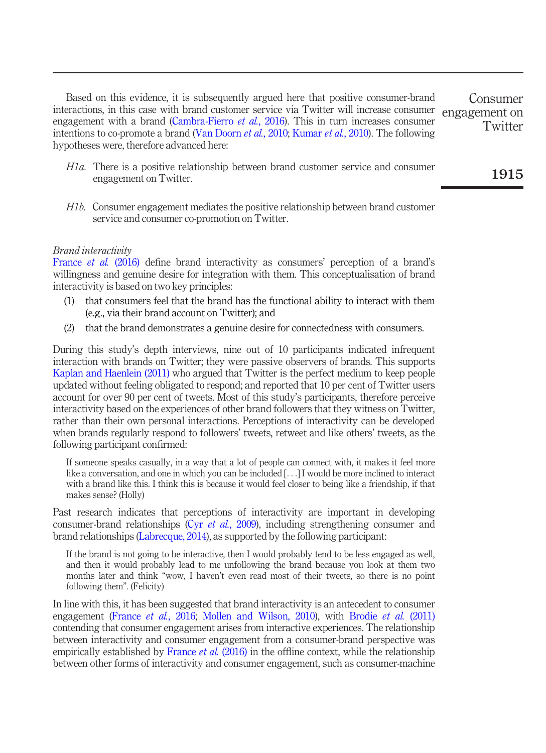Based on this evidence, it is subsequently argued here that positive consumer-brand interactions, in this case with brand customer service via Twitter will increase consumer engagement with a brand (Cambra-Fierro *et al.*, 2016). This in turn increases consumer intentions to co-promote a brand (Van Doorn *et al.*, 2010; Kumar *et al.*, 2010). The following hypotheses were, therefore advanced here:

*H1a*. There is a positive relationship between brand customer service and consumer engagement on Twitter.

*H1b*. Consumer engagement mediates the positive relationship between brand customer service and consumer co-promotion on Twitter.

*Brand interactivity*

France *et al.* (2016) define brand interactivity as consumers' perception of a brand's willingness and genuine desire for integration with them. This conceptualisation of brand interactivity is based on two key principles:

1. that consumers feel that the brand has the functional ability to interact with them (e.g., via their brand account on Twitter); and
2. that the brand demonstrates a genuine desire for connectedness with consumers.

During this study's depth interviews, nine out of 10 participants indicated infrequent interaction with brands on Twitter; they were passive observers of brands. This supports Kaplan and Haenlein (2011) who argued that Twitter is the perfect medium to keep people updated without feeling obligated to respond; and reported that 10 per cent of Twitter users account for over 90 per cent of tweets. Most of this study's participants, therefore perceive interactivity based on the experiences of other brand followers that they witness on Twitter, rather than their own personal interactions. Perceptions of interactivity can be developed when brands regularly respond to followers' tweets, retweet and like others' tweets, as the following participant confirmed:

> If someone speaks casually, in a way that a lot of people can connect with, it makes it feel more like a conversation, and one in which you can be included [. . .] I would be more inclined to interact with a brand like this. I think this is because it would feel closer to being like a friendship, if that makes sense? (Holly)

Past research indicates that perceptions of interactivity are important in developing consumer-brand relationships (Cyr *et al.*, 2009), including strengthening consumer and brand relationships (Labrecque, 2014), as supported by the following participant:

> If the brand is not going to be interactive, then I would probably tend to be less engaged as well, and then it would probably lead to me unfollowing the brand because you look at them two months later and think "wow, I haven't even read most of their tweets, so there is no point following them". (Felicity)

In line with this, it has been suggested that brand interactivity is an antecedent to consumer engagement (France *et al.*, 2016; Mollen and Wilson, 2010), with Brodie *et al.* (2011) contending that consumer engagement arises from interactive experiences. The relationship between interactivity and consumer engagement from a consumer-brand perspective was empirically established by France *et al.* (2016) in the offline context, while the relationship between other forms of interactivity and consumer engagement, such as consumer-machine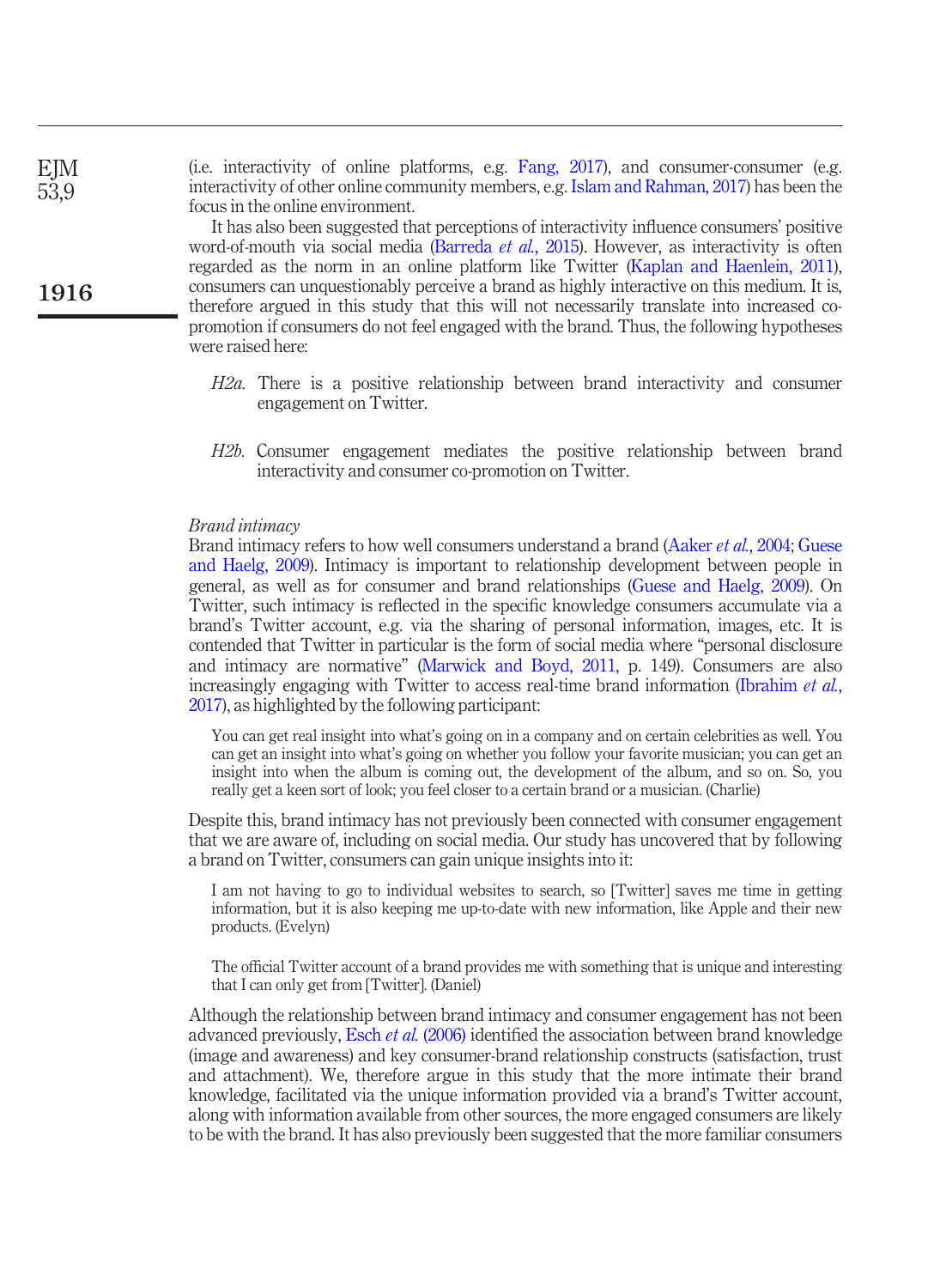(i.e. interactivity of online platforms, e.g. Fang, 2017), and consumer-consumer (e.g. interactivity of other online community members, e.g. Islam and Rahman, 2017) has been the focus in the online environment.

It has also been suggested that perceptions of interactivity influence consumers' positive word-of-mouth via social media (Barreda *et al.*, 2015). However, as interactivity is often regarded as the norm in an online platform like Twitter (Kaplan and Haenlein, 2011), consumers can unquestionably perceive a brand as highly interactive on this medium. It is, therefore argued in this study that this will not necessarily translate into increased co-promotion if consumers do not feel engaged with the brand. Thus, the following hypotheses were raised here:

*H2a.* There is a positive relationship between brand interactivity and consumer engagement on Twitter.

*H2b.* Consumer engagement mediates the positive relationship between brand interactivity and consumer co-promotion on Twitter.

*Brand intimacy*

Brand intimacy refers to how well consumers understand a brand (Aaker *et al.*, 2004; Guese and Haelg, 2009). Intimacy is important to relationship development between people in general, as well as for consumer and brand relationships (Guese and Haelg, 2009). On Twitter, such intimacy is reflected in the specific knowledge consumers accumulate via a brand's Twitter account, e.g. via the sharing of personal information, images, etc. It is contended that Twitter in particular is the form of social media where "personal disclosure and intimacy are normative" (Marwick and Boyd, 2011, p. 149). Consumers are also increasingly engaging with Twitter to access real-time brand information (Ibrahim *et al.*, 2017), as highlighted by the following participant:

> You can get real insight into what's going on in a company and on certain celebrities as well. You can get an insight into what's going on whether you follow your favorite musician; you can get an insight into when the album is coming out, the development of the album, and so on. So, you really get a keen sort of look; you feel closer to a certain brand or a musician. (Charlie)

Despite this, brand intimacy has not previously been connected with consumer engagement that we are aware of, including on social media. Our study has uncovered that by following a brand on Twitter, consumers can gain unique insights into it:

> I am not having to go to individual websites to search, so [Twitter] saves me time in getting information, but it is also keeping me up-to-date with new information, like Apple and their new products. (Evelyn)

> The official Twitter account of a brand provides me with something that is unique and interesting that I can only get from [Twitter]. (Daniel)

Although the relationship between brand intimacy and consumer engagement has not been advanced previously, Esch *et al.* (2006) identified the association between brand knowledge (image and awareness) and key consumer-brand relationship constructs (satisfaction, trust and attachment). We, therefore argue in this study that the more intimate their brand knowledge, facilitated via the unique information provided via a brand's Twitter account, along with information available from other sources, the more engaged consumers are likely to be with the brand. It has also previously been suggested that the more familiar consumers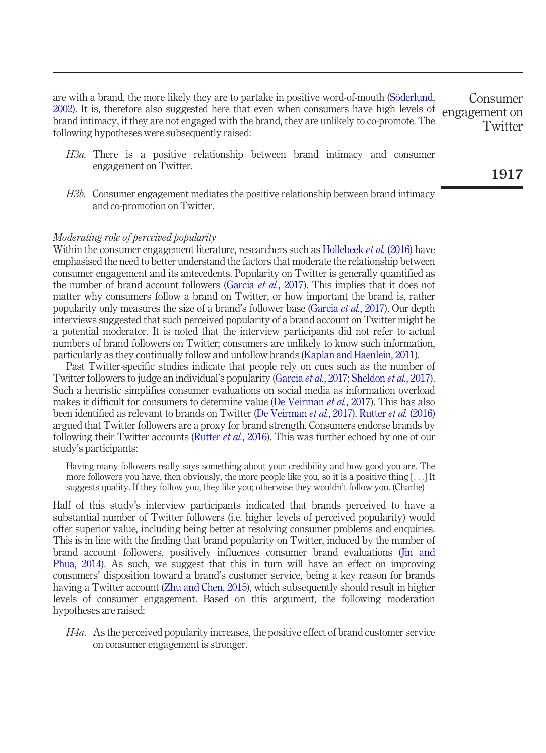are with a brand, the more likely they are to partake in positive word-of-mouth (Söderlund, 2002). It is, therefore also suggested here that even when consumers have high levels of brand intimacy, if they are not engaged with the brand, they are unlikely to co-promote. The following hypotheses were subsequently raised:

*H3a*. There is a positive relationship between brand intimacy and consumer engagement on Twitter.

*H3b*. Consumer engagement mediates the positive relationship between brand intimacy and co-promotion on Twitter.

### *Moderating role of perceived popularity*

Within the consumer engagement literature, researchers such as Hollebeek *et al.* (2016) have emphasised the need to better understand the factors that moderate the relationship between consumer engagement and its antecedents. Popularity on Twitter is generally quantified as the number of brand account followers (Garcia *et al.*, 2017). This implies that it does not matter why consumers follow a brand on Twitter, or how important the brand is, rather popularity only measures the size of a brand's follower base (Garcia *et al.*, 2017). Our depth interviews suggested that such perceived popularity of a brand account on Twitter might be a potential moderator. It is noted that the interview participants did not refer to actual numbers of brand followers on Twitter; consumers are unlikely to know such information, particularly as they continually follow and unfollow brands (Kaplan and Haenlein, 2011).

Past Twitter-specific studies indicate that people rely on cues such as the number of Twitter followers to judge an individual's popularity (Garcia *et al.*, 2017; Sheldon *et al.*, 2017). Such a heuristic simplifies consumer evaluations on social media as information overload makes it difficult for consumers to determine value (De Veirman *et al.*, 2017). This has also been identified as relevant to brands on Twitter (De Veirman *et al.*, 2017). Rutter *et al.* (2016) argued that Twitter followers are a proxy for brand strength. Consumers endorse brands by following their Twitter accounts (Rutter *et al.*, 2016). This was further echoed by one of our study's participants:

> Having many followers really says something about your credibility and how good you are. The more followers you have, then obviously, the more people like you, so it is a positive thing [. . .] It suggests quality. If they follow you, they like you; otherwise they wouldn't follow you. (Charlie)

Half of this study's interview participants indicated that brands perceived to have a substantial number of Twitter followers (i.e. higher levels of perceived popularity) would offer superior value, including being better at resolving consumer problems and enquiries. This is in line with the finding that brand popularity on Twitter, induced by the number of brand account followers, positively influences consumer brand evaluations (Jin and Phua, 2014). As such, we suggest that this in turn will have an effect on improving consumers' disposition toward a brand's customer service, being a key reason for brands having a Twitter account (Zhu and Chen, 2015), which subsequently should result in higher levels of consumer engagement. Based on this argument, the following moderation hypotheses are raised:

*H4a*. As the perceived popularity increases, the positive effect of brand customer service on consumer engagement is stronger.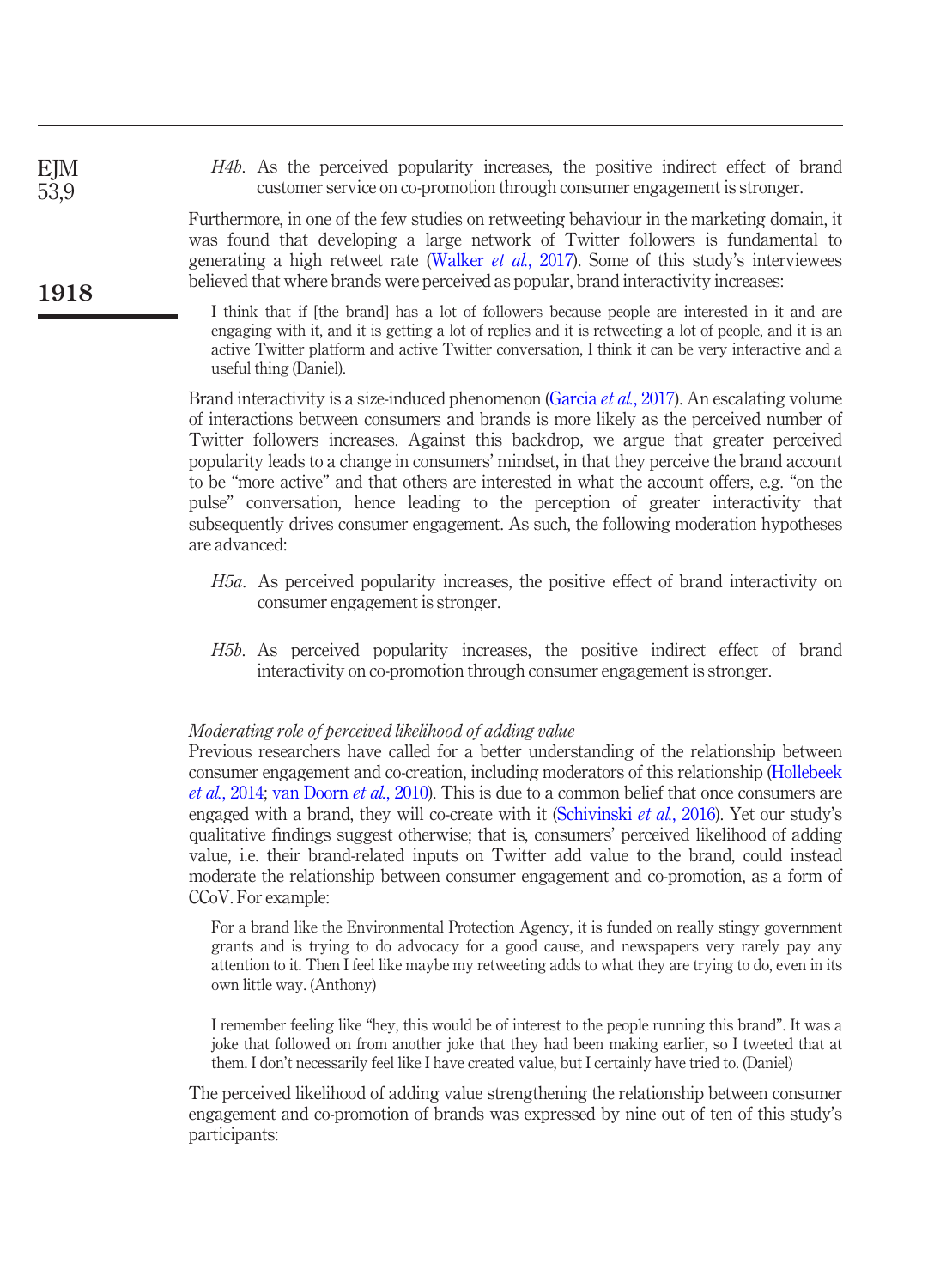*H4b*. As the perceived popularity increases, the positive indirect effect of brand customer service on co-promotion through consumer engagement is stronger.

Furthermore, in one of the few studies on retweeting behaviour in the marketing domain, it was found that developing a large network of Twitter followers is fundamental to generating a high retweet rate (Walker *et al.*, 2017). Some of this study's interviewees believed that where brands were perceived as popular, brand interactivity increases:

> I think that if [the brand] has a lot of followers because people are interested in it and are engaging with it, and it is getting a lot of replies and it is retweeting a lot of people, and it is an active Twitter platform and active Twitter conversation, I think it can be very interactive and a useful thing (Daniel).

Brand interactivity is a size-induced phenomenon (Garcia *et al.*, 2017). An escalating volume of interactions between consumers and brands is more likely as the perceived number of Twitter followers increases. Against this backdrop, we argue that greater perceived popularity leads to a change in consumers' mindset, in that they perceive the brand account to be "more active" and that others are interested in what the account offers, e.g. "on the pulse" conversation, hence leading to the perception of greater interactivity that subsequently drives consumer engagement. As such, the following moderation hypotheses are advanced:

*H5a*. As perceived popularity increases, the positive effect of brand interactivity on consumer engagement is stronger.

*H5b*. As perceived popularity increases, the positive indirect effect of brand interactivity on co-promotion through consumer engagement is stronger.

*Moderating role of perceived likelihood of adding value*

Previous researchers have called for a better understanding of the relationship between consumer engagement and co-creation, including moderators of this relationship (Hollebeek *et al.*, 2014; van Doorn *et al.*, 2010). This is due to a common belief that once consumers are engaged with a brand, they will co-create with it (Schivinski *et al.*, 2016). Yet our study's qualitative findings suggest otherwise; that is, consumers' perceived likelihood of adding value, i.e. their brand-related inputs on Twitter add value to the brand, could instead moderate the relationship between consumer engagement and co-promotion, as a form of CCoV. For example:

> For a brand like the Environmental Protection Agency, it is funded on really stingy government grants and is trying to do advocacy for a good cause, and newspapers very rarely pay any attention to it. Then I feel like maybe my retweeting adds to what they are trying to do, even in its own little way. (Anthony)

> I remember feeling like "hey, this would be of interest to the people running this brand". It was a joke that followed on from another joke that they had been making earlier, so I tweeted that at them. I don't necessarily feel like I have created value, but I certainly have tried to. (Daniel)

The perceived likelihood of adding value strengthening the relationship between consumer engagement and co-promotion of brands was expressed by nine out of ten of this study's participants: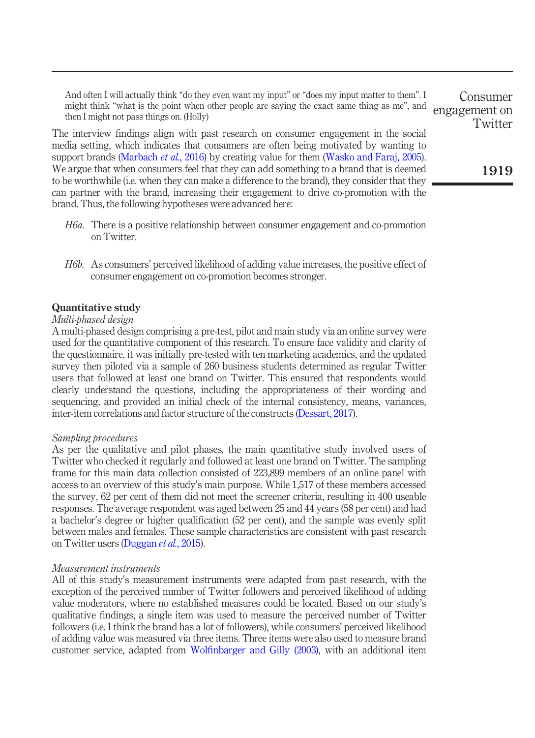> And often I will actually think "do they even want my input" or "does my input matter to them". I might think "what is the point when other people are saying the exact same thing as me", and then I might not pass things on. (Holly)

The interview findings align with past research on consumer engagement in the social media setting, which indicates that consumers are often being motivated by wanting to support brands (Marbach *et al.*, 2016) by creating value for them (Wasko and Faraj, 2005). We argue that when consumers feel that they can add something to a brand that is deemed to be worthwhile (i.e. when they can make a difference to the brand), they consider that they can partner with the brand, increasing their engagement to drive co-promotion with the brand. Thus, the following hypotheses were advanced here:

*H6a.* There is a positive relationship between consumer engagement and co-promotion on Twitter.

*H6b.* As consumers' perceived likelihood of adding value increases, the positive effect of consumer engagement on co-promotion becomes stronger.

## Quantitative study

### *Multi-phased design*

A multi-phased design comprising a pre-test, pilot and main study via an online survey were used for the quantitative component of this research. To ensure face validity and clarity of the questionnaire, it was initially pre-tested with ten marketing academics, and the updated survey then piloted via a sample of 260 business students determined as regular Twitter users that followed at least one brand on Twitter. This ensured that respondents would clearly understand the questions, including the appropriateness of their wording and sequencing, and provided an initial check of the internal consistency, means, variances, inter-item correlations and factor structure of the constructs (Dessart, 2017).

### *Sampling procedures*

As per the qualitative and pilot phases, the main quantitative study involved users of Twitter who checked it regularly and followed at least one brand on Twitter. The sampling frame for this main data collection consisted of 223,899 members of an online panel with access to an overview of this study's main purpose. While 1,517 of these members accessed the survey, 62 per cent of them did not meet the screener criteria, resulting in 400 useable responses. The average respondent was aged between 25 and 44 years (58 per cent) and had a bachelor's degree or higher qualification (52 per cent), and the sample was evenly split between males and females. These sample characteristics are consistent with past research on Twitter users (Duggan *et al.*, 2015).

### *Measurement instruments*

All of this study's measurement instruments were adapted from past research, with the exception of the perceived number of Twitter followers and perceived likelihood of adding value moderators, where no established measures could be located. Based on our study's qualitative findings, a single item was used to measure the perceived number of Twitter followers (i.e. I think the brand has a lot of followers), while consumers' perceived likelihood of adding value was measured via three items. Three items were also used to measure brand customer service, adapted from Wolfinbarger and Gilly (2003), with an additional item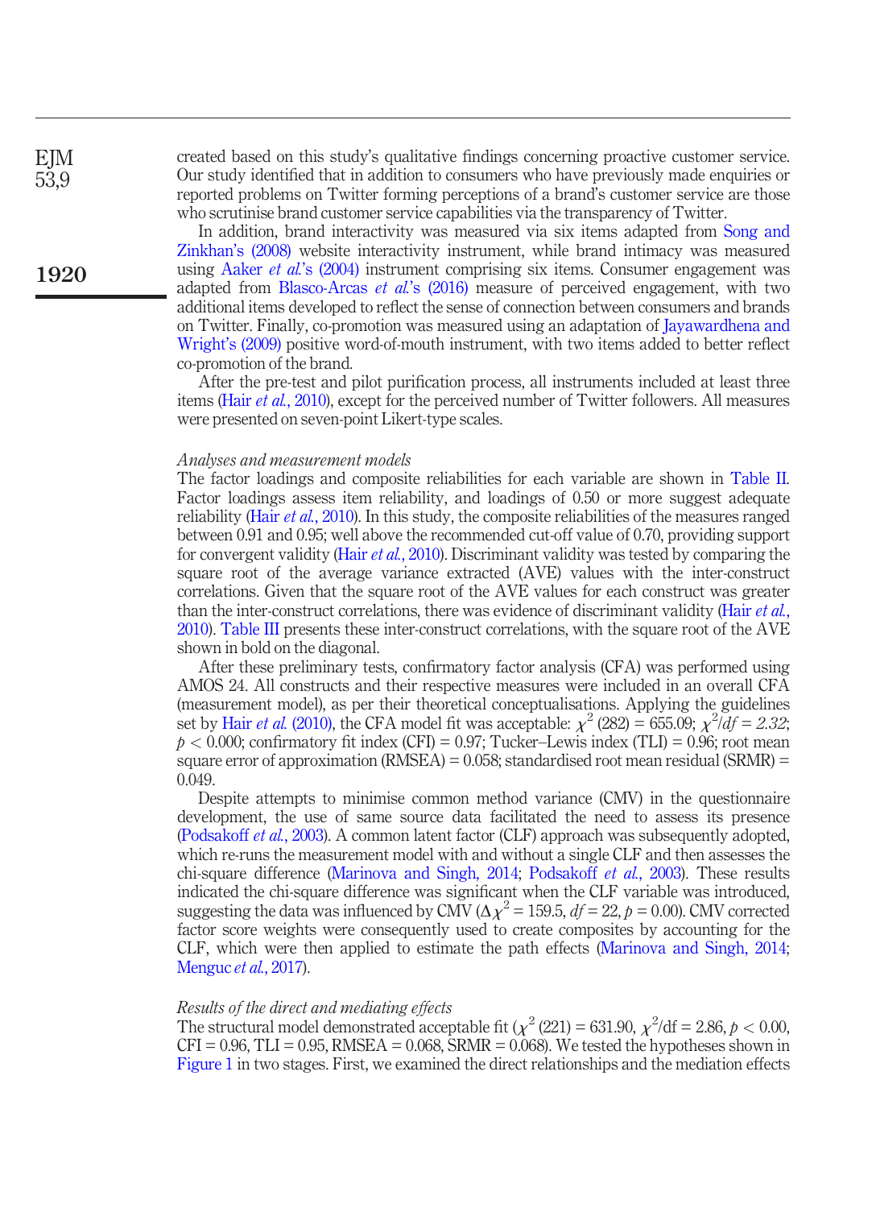created based on this study's qualitative findings concerning proactive customer service. Our study identified that in addition to consumers who have previously made enquiries or reported problems on Twitter forming perceptions of a brand's customer service are those who scrutinise brand customer service capabilities via the transparency of Twitter.

In addition, brand interactivity was measured via six items adapted from Song and Zinkhan's (2008) website interactivity instrument, while brand intimacy was measured using Aaker *et al.*'s (2004) instrument comprising six items. Consumer engagement was adapted from Blasco-Arcas *et al.*'s (2016) measure of perceived engagement, with two additional items developed to reflect the sense of connection between consumers and brands on Twitter. Finally, co-promotion was measured using an adaptation of Jayawardhena and Wright's (2009) positive word-of-mouth instrument, with two items added to better reflect co-promotion of the brand.

After the pre-test and pilot purification process, all instruments included at least three items (Hair *et al.*, 2010), except for the perceived number of Twitter followers. All measures were presented on seven-point Likert-type scales.

### *Analyses and measurement models*

The factor loadings and composite reliabilities for each variable are shown in Table II. Factor loadings assess item reliability, and loadings of 0.50 or more suggest adequate reliability (Hair *et al.*, 2010). In this study, the composite reliabilities of the measures ranged between 0.91 and 0.95; well above the recommended cut-off value of 0.70, providing support for convergent validity (Hair *et al.*, 2010). Discriminant validity was tested by comparing the square root of the average variance extracted (AVE) values with the inter-construct correlations. Given that the square root of the AVE values for each construct was greater than the inter-construct correlations, there was evidence of discriminant validity (Hair *et al.*, 2010). Table III presents these inter-construct correlations, with the square root of the AVE shown in bold on the diagonal.

After these preliminary tests, confirmatory factor analysis (CFA) was performed using AMOS 24. All constructs and their respective measures were included in an overall CFA (measurement model), as per their theoretical conceptualisations. Applying the guidelines set by Hair *et al.* (2010), the CFA model fit was acceptable: $\chi^2$ (282) = 655.09; $\chi^2/df = 2.32$; $p < 0.000$; confirmatory fit index (CFI) = 0.97; Tucker–Lewis index (TLI) = 0.96; root mean square error of approximation (RMSEA) = 0.058; standardised root mean residual (SRMR) = 0.049.

Despite attempts to minimise common method variance (CMV) in the questionnaire development, the use of same source data facilitated the need to assess its presence (Podsakoff *et al.*, 2003). A common latent factor (CLF) approach was subsequently adopted, which re-runs the measurement model with and without a single CLF and then assesses the chi-square difference (Marinova and Singh, 2014; Podsakoff *et al.*, 2003). These results indicated the chi-square difference was significant when the CLF variable was introduced, suggesting the data was influenced by CMV ($\Delta\chi^2 = 159.5$, $df = 22$, $p = 0.00$). CMV corrected factor score weights were consequently used to create composites by accounting for the CLF, which were then applied to estimate the path effects (Marinova and Singh, 2014; Menguc *et al.*, 2017).

### *Results of the direct and mediating effects*

The structural model demonstrated acceptable fit ($\chi^2$ (221) = 631.90, $\chi^2$/df = 2.86, $p < 0.00$, CFI = 0.96, TLI = 0.95, RMSEA = 0.068, SRMR = 0.068). We tested the hypotheses shown in Figure 1 in two stages. First, we examined the direct relationships and the mediation effects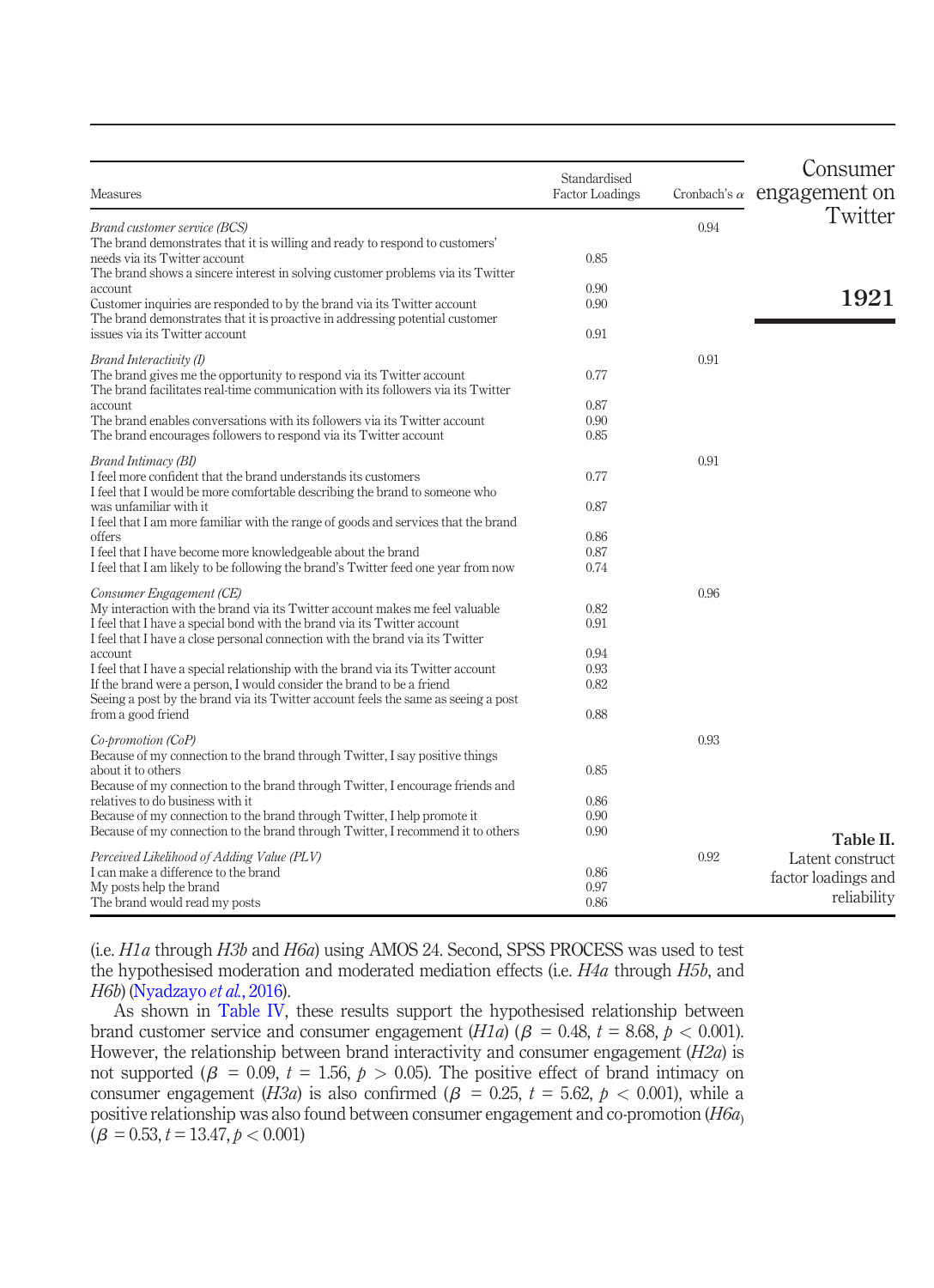**Table II.** Latent construct factor loadings and reliability

| Measures | Standardised Factor Loadings | Cronbach's $\alpha$ |
|---|---|---|
| *Brand customer service (BCS)* | | 0.94 |
| The brand demonstrates that it is willing and ready to respond to customers' needs via its Twitter account | 0.85 | |
| The brand shows a sincere interest in solving customer problems via its Twitter account | 0.90 | |
| Customer inquiries are responded to by the brand via its Twitter account | 0.90 | |
| The brand demonstrates that it is proactive in addressing potential customer issues via its Twitter account | 0.91 | |
| *Brand Interactivity (I)* | | 0.91 |
| The brand gives me the opportunity to respond via its Twitter account | 0.77 | |
| The brand facilitates real-time communication with its followers via its Twitter account | 0.87 | |
| The brand enables conversations with its followers via its Twitter account | 0.90 | |
| The brand encourages followers to respond via its Twitter account | 0.85 | |
| *Brand Intimacy (BI)* | | 0.91 |
| I feel more confident that the brand understands its customers | 0.77 | |
| I feel that I would be more comfortable describing the brand to someone who was unfamiliar with it | 0.87 | |
| I feel that I am more familiar with the range of goods and services that the brand offers | 0.86 | |
| I feel that I have become more knowledgeable about the brand | 0.87 | |
| I feel that I am likely to be following the brand's Twitter feed one year from now | 0.74 | |
| *Consumer Engagement (CE)* | | 0.96 |
| My interaction with the brand via its Twitter account makes me feel valuable | 0.82 | |
| I feel that I have a special bond with the brand via its Twitter account | 0.91 | |
| I feel that I have a close personal connection with the brand via its Twitter account | 0.94 | |
| I feel that I have a special relationship with the brand via its Twitter account | 0.93 | |
| If the brand were a person, I would consider the brand to be a friend | 0.82 | |
| Seeing a post by the brand via its Twitter account feels the same as seeing a post from a good friend | 0.88 | |
| *Co-promotion (CoP)* | | 0.93 |
| Because of my connection to the brand through Twitter, I say positive things about it to others | 0.85 | |
| Because of my connection to the brand through Twitter, I encourage friends and relatives to do business with it | 0.86 | |
| Because of my connection to the brand through Twitter, I help promote it | 0.90 | |
| Because of my connection to the brand through Twitter, I recommend it to others | 0.90 | |
| *Perceived Likelihood of Adding Value (PLV)* | | 0.92 |
| I can make a difference to the brand | 0.86 | |
| My posts help the brand | 0.97 | |
| The brand would read my posts | 0.86 | |

(i.e. *H1a* through *H3b* and *H6a*) using AMOS 24. Second, SPSS PROCESS was used to test the hypothesised moderation and moderated mediation effects (i.e. *H4a* through *H5b*, and *H6b*) (Nyadzayo *et al.*, 2016).

As shown in Table IV, these results support the hypothesised relationship between brand customer service and consumer engagement (*H1a*) ($\beta = 0.48$, $t = 8.68$, $p < 0.001$). However, the relationship between brand interactivity and consumer engagement (*H2a*) is not supported ($\beta = 0.09$, $t = 1.56$, $p > 0.05$). The positive effect of brand intimacy on consumer engagement (*H3a*) is also confirmed ($\beta = 0.25$, $t = 5.62$, $p < 0.001$), while a positive relationship was also found between consumer engagement and co-promotion (*H6a*) ($\beta = 0.53$, $t = 13.47$, $p < 0.001$)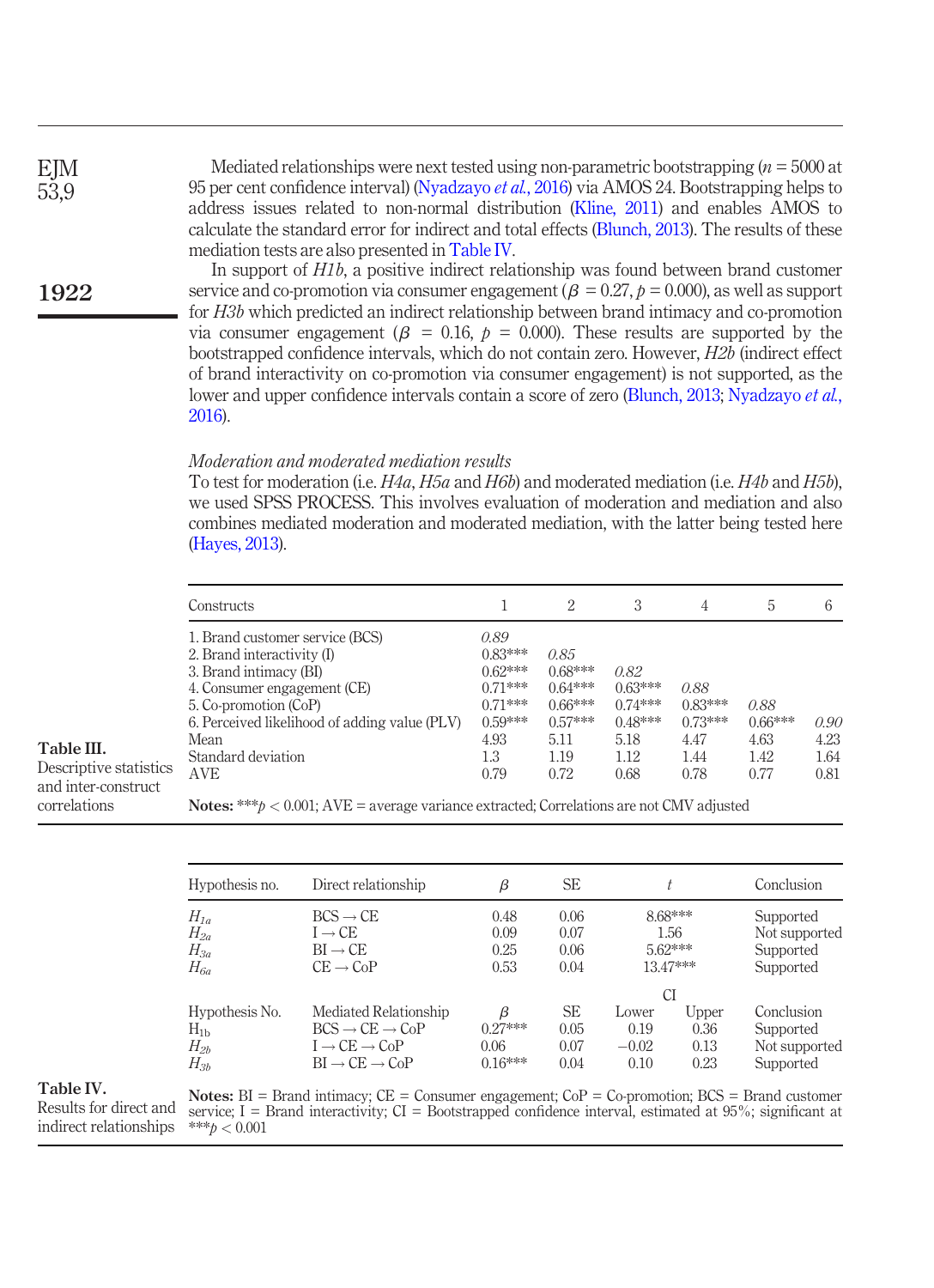Mediated relationships were next tested using non-parametric bootstrapping ($n$ = 5000 at 95 per cent confidence interval) (Nyadzayo *et al.*, 2016) via AMOS 24. Bootstrapping helps to address issues related to non-normal distribution (Kline, 2011) and enables AMOS to calculate the standard error for indirect and total effects (Blunch, 2013). The results of these mediation tests are also presented in Table IV.

In support of *H1b*, a positive indirect relationship was found between brand customer service and co-promotion via consumer engagement ($\beta$ = 0.27, $p$ = 0.000), as well as support for *H3b* which predicted an indirect relationship between brand intimacy and co-promotion via consumer engagement ($\beta$ = 0.16, $p$ = 0.000). These results are supported by the bootstrapped confidence intervals, which do not contain zero. However, *H2b* (indirect effect of brand interactivity on co-promotion via consumer engagement) is not supported, as the lower and upper confidence intervals contain a score of zero (Blunch, 2013; Nyadzayo *et al.*, 2016).

### *Moderation and moderated mediation results*

To test for moderation (i.e. *H4a*, *H5a* and *H6b*) and moderated mediation (i.e. *H4b* and *H5b*), we used SPSS PROCESS. This involves evaluation of moderation and mediation and also combines mediated moderation and moderated mediation, with the latter being tested here (Hayes, 2013).

**Table III.** Descriptive statistics and inter-construct correlations

| Constructs | 1 | 2 | 3 | 4 | 5 | 6 |
|---|---|---|---|---|---|---|
| 1. Brand customer service (BCS) | *0.89* | | | | | |
| 2. Brand interactivity (I) | 0.83*** | *0.85* | | | | |
| 3. Brand intimacy (BI) | 0.62*** | 0.68*** | *0.82* | | | |
| 4. Consumer engagement (CE) | 0.71*** | 0.64*** | 0.63*** | *0.88* | | |
| 5. Co-promotion (CoP) | 0.71*** | 0.66*** | 0.74*** | 0.83*** | *0.88* | |
| 6. Perceived likelihood of adding value (PLV) | 0.59*** | 0.57*** | 0.48*** | 0.73*** | 0.66*** | *0.90* |
| Mean | 4.93 | 5.11 | 5.18 | 4.47 | 4.63 | 4.23 |
| Standard deviation | 1.3 | 1.19 | 1.12 | 1.44 | 1.42 | 1.64 |
| AVE | 0.79 | 0.72 | 0.68 | 0.78 | 0.77 | 0.81 |

**Notes:** ***$p$ < 0.001; AVE = average variance extracted; Correlations are not CMV adjusted

**Table IV.** Results for direct and indirect relationships

| Hypothesis no. | Direct relationship | $\beta$ | SE | $t$ | | Conclusion |
|---|---|---|---|---|---|---|
| $H_{1a}$ | BCS → CE | 0.48 | 0.06 | 8.68*** | | Supported |
| $H_{2a}$ | I → CE | 0.09 | 0.07 | 1.56 | | Not supported |
| $H_{3a}$ | BI → CE | 0.25 | 0.06 | 5.62*** | | Supported |
| $H_{6a}$ | CE → CoP | 0.53 | 0.04 | 13.47*** | | Supported |
| | | | | CI | | |
| Hypothesis No. | Mediated Relationship | $\beta$ | SE | Lower | Upper | Conclusion |
| $H_{1b}$ | BCS → CE → CoP | 0.27*** | 0.05 | 0.19 | 0.36 | Supported |
| $H_{2b}$ | I → CE → CoP | 0.06 | 0.07 | −0.02 | 0.13 | Not supported |
| $H_{3b}$ | BI → CE → CoP | 0.16*** | 0.04 | 0.10 | 0.23 | Supported |

**Notes:** BI = Brand intimacy; CE = Consumer engagement; CoP = Co-promotion; BCS = Brand customer service; I = Brand interactivity; CI = Bootstrapped confidence interval, estimated at 95%; significant at ***$p$ < 0.001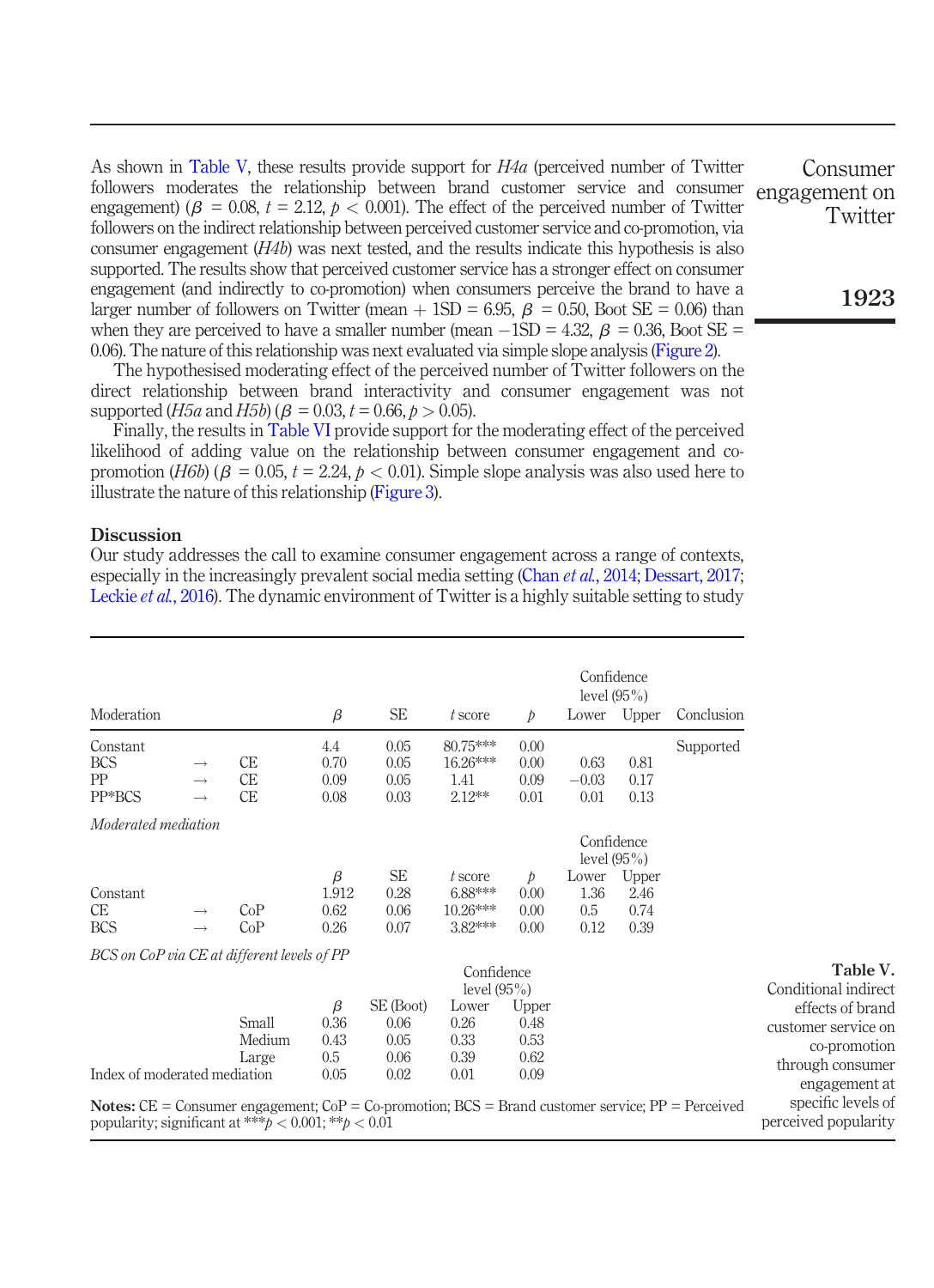As shown in Table V, these results provide support for *H4a* (perceived number of Twitter followers moderates the relationship between brand customer service and consumer engagement) ($\beta = 0.08$, $t = 2.12$, $p < 0.001$). The effect of the perceived number of Twitter followers on the indirect relationship between perceived customer service and co-promotion, via consumer engagement (*H4b*) was next tested, and the results indicate this hypothesis is also supported. The results show that perceived customer service has a stronger effect on consumer engagement (and indirectly to co-promotion) when consumers perceive the brand to have a larger number of followers on Twitter (mean + 1SD = 6.95, $\beta = 0.50$, Boot SE = 0.06) than when they are perceived to have a smaller number (mean −1SD = 4.32, $\beta = 0.36$, Boot SE = 0.06). The nature of this relationship was next evaluated via simple slope analysis (Figure 2).

The hypothesised moderating effect of the perceived number of Twitter followers on the direct relationship between brand interactivity and consumer engagement was not supported (*H5a* and *H5b*) ($\beta = 0.03$, $t = 0.66$, $p > 0.05$).

Finally, the results in Table VI provide support for the moderating effect of the perceived likelihood of adding value on the relationship between consumer engagement and co-promotion (*H6b*) ($\beta = 0.05$, $t = 2.24$, $p < 0.01$). Simple slope analysis was also used here to illustrate the nature of this relationship (Figure 3).

## Discussion

Our study addresses the call to examine consumer engagement across a range of contexts, especially in the increasingly prevalent social media setting (Chan *et al.*, 2014; Dessart, 2017; Leckie *et al.*, 2016). The dynamic environment of Twitter is a highly suitable setting to study

| Moderation | | | $\beta$ | SE | $t$ score | $p$ | Confidence level (95%) Lower | Upper | Conclusion |
|---|---|---|---|---|---|---|---|---|---|
| Constant | | | 4.4 | 0.05 | 80.75*** | 0.00 | | | Supported |
| BCS | → | CE | 0.70 | 0.05 | 16.26*** | 0.00 | 0.63 | 0.81 | |
| PP | → | CE | 0.09 | 0.05 | 1.41 | 0.09 | −0.03 | 0.17 | |
| PP*BCS | → | CE | 0.08 | 0.03 | 2.12** | 0.01 | 0.01 | 0.13 | |
| *Moderated mediation* | | | | | | | | | |
| | | | $\beta$ | SE | $t$ score | $p$ | Confidence level (95%) Lower | Upper | |
| Constant | | | 1.912 | 0.28 | 6.88*** | 0.00 | 1.36 | 2.46 | |
| CE | → | CoP | 0.62 | 0.06 | 10.26*** | 0.00 | 0.5 | 0.74 | |
| BCS | → | CoP | 0.26 | 0.07 | 3.82*** | 0.00 | 0.12 | 0.39 | |

*BCS on CoP via CE at different levels of PP*

| | $\beta$ | SE (Boot) | Confidence level (95%) Lower | Upper |
|---|---|---|---|---|
| Small | 0.36 | 0.06 | 0.26 | 0.48 |
| Medium | 0.43 | 0.05 | 0.33 | 0.53 |
| Large | 0.5 | 0.06 | 0.39 | 0.62 |
| Index of moderated mediation | 0.05 | 0.02 | 0.01 | 0.09 |

**Notes:** CE = Consumer engagement; CoP = Co-promotion; BCS = Brand customer service; PP = Perceived popularity; significant at ***$p < 0.001$; **$p < 0.01$

**Table V.** Conditional indirect effects of brand customer service on co-promotion through consumer engagement at specific levels of perceived popularity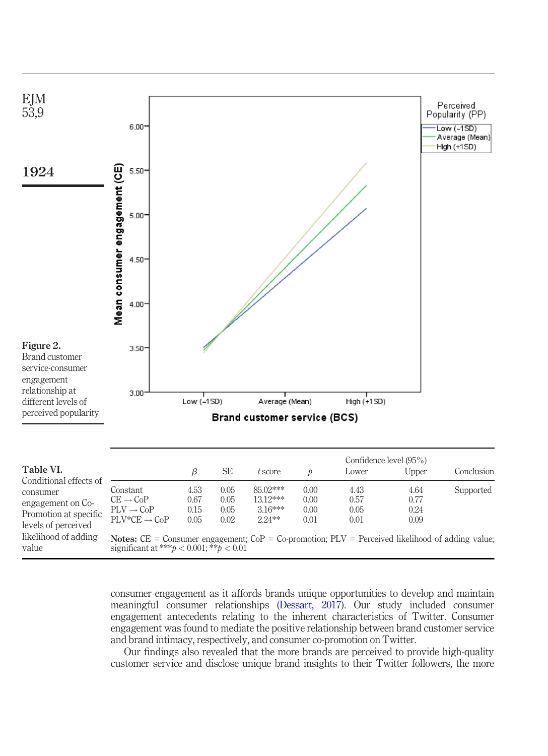**Figure 2.** Brand customer service-consumer engagement relationship at different levels of perceived popularity

**Table VI.** Conditional effects of consumer engagement on Co-Promotion at specific levels of perceived likelihood of adding value

|  | $\beta$ | SE | *t* score | *p* | Confidence level (95%) Lower | Upper | Conclusion |
|---|---|---|---|---|---|---|---|
| Constant | 4.53 | 0.05 | 85.02*** | 0.00 | 4.43 | 4.64 | Supported |
| CE → CoP | 0.67 | 0.05 | 13.12*** | 0.00 | 0.57 | 0.77 |  |
| PLV → CoP | 0.15 | 0.05 | 3.16*** | 0.00 | 0.05 | 0.24 |  |
| PLV*CE → CoP | 0.05 | 0.02 | 2.24** | 0.01 | 0.01 | 0.09 |  |

**Notes:** CE = Consumer engagement; CoP = Co-promotion; PLV = Perceived likelihood of adding value; significant at ***$p < 0.001$; **$p < 0.01$

consumer engagement as it affords brands unique opportunities to develop and maintain meaningful consumer relationships (Dessart, 2017). Our study included consumer engagement antecedents relating to the inherent characteristics of Twitter. Consumer engagement was found to mediate the positive relationship between brand customer service and brand intimacy, respectively, and consumer co-promotion on Twitter.

Our findings also revealed that the more brands are perceived to provide high-quality customer service and disclose unique brand insights to their Twitter followers, the more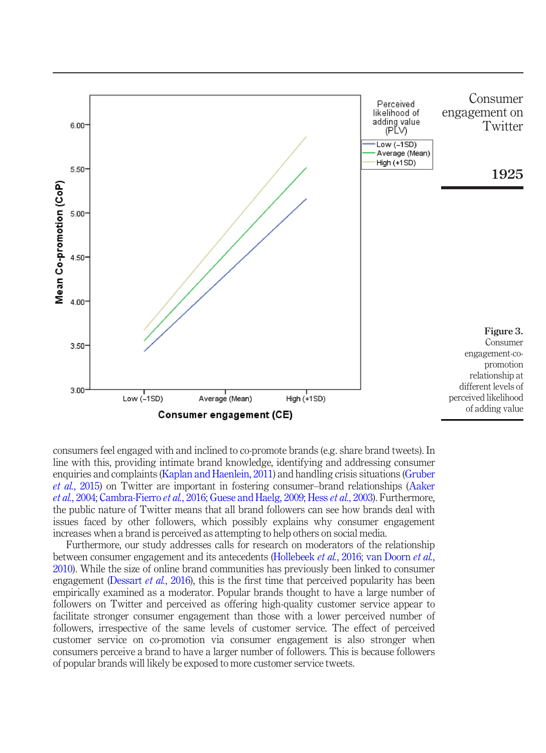**Figure 3.** Consumer engagement-co-promotion relationship at different levels of perceived likelihood of adding value

consumers feel engaged with and inclined to co-promote brands (e.g. share brand tweets). In line with this, providing intimate brand knowledge, identifying and addressing consumer enquiries and complaints (Kaplan and Haenlein, 2011) and handling crisis situations (Gruber *et al.*, 2015) on Twitter are important in fostering consumer–brand relationships (Aaker *et al.*, 2004; Cambra-Fierro *et al.*, 2016; Guese and Haelg, 2009; Hess *et al.*, 2003). Furthermore, the public nature of Twitter means that all brand followers can see how brands deal with issues faced by other followers, which possibly explains why consumer engagement increases when a brand is perceived as attempting to help others on social media.

Furthermore, our study addresses calls for research on moderators of the relationship between consumer engagement and its antecedents (Hollebeek *et al.*, 2016; van Doorn *et al.*, 2010). While the size of online brand communities has previously been linked to consumer engagement (Dessart *et al.*, 2016), this is the first time that perceived popularity has been empirically examined as a moderator. Popular brands thought to have a large number of followers on Twitter and perceived as offering high-quality customer service appear to facilitate stronger consumer engagement than those with a lower perceived number of followers, irrespective of the same levels of customer service. The effect of perceived customer service on co-promotion via consumer engagement is also stronger when consumers perceive a brand to have a larger number of followers. This is because followers of popular brands will likely be exposed to more customer service tweets.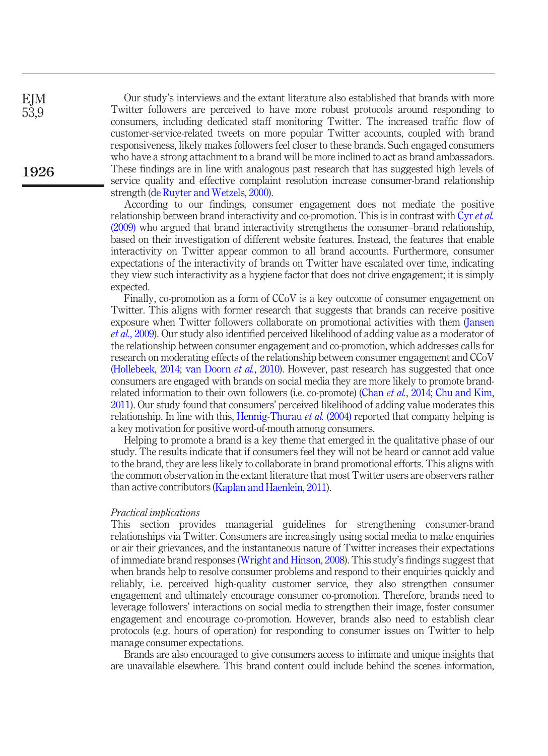Our study's interviews and the extant literature also established that brands with more Twitter followers are perceived to have more robust protocols around responding to consumers, including dedicated staff monitoring Twitter. The increased traffic flow of customer-service-related tweets on more popular Twitter accounts, coupled with brand responsiveness, likely makes followers feel closer to these brands. Such engaged consumers who have a strong attachment to a brand will be more inclined to act as brand ambassadors. These findings are in line with analogous past research that has suggested high levels of service quality and effective complaint resolution increase consumer-brand relationship strength (de Ruyter and Wetzels, 2000).

According to our findings, consumer engagement does not mediate the positive relationship between brand interactivity and co-promotion. This is in contrast with Cyr *et al.* (2009) who argued that brand interactivity strengthens the consumer–brand relationship, based on their investigation of different website features. Instead, the features that enable interactivity on Twitter appear common to all brand accounts. Furthermore, consumer expectations of the interactivity of brands on Twitter have escalated over time, indicating they view such interactivity as a hygiene factor that does not drive engagement; it is simply expected.

Finally, co-promotion as a form of CCoV is a key outcome of consumer engagement on Twitter. This aligns with former research that suggests that brands can receive positive exposure when Twitter followers collaborate on promotional activities with them (Jansen *et al.*, 2009). Our study also identified perceived likelihood of adding value as a moderator of the relationship between consumer engagement and co-promotion, which addresses calls for research on moderating effects of the relationship between consumer engagement and CCoV (Hollebeek, 2014; van Doorn *et al.*, 2010). However, past research has suggested that once consumers are engaged with brands on social media they are more likely to promote brand-related information to their own followers (i.e. co-promote) (Chan *et al.*, 2014; Chu and Kim, 2011). Our study found that consumers' perceived likelihood of adding value moderates this relationship. In line with this, Hennig-Thurau *et al.* (2004) reported that company helping is a key motivation for positive word-of-mouth among consumers.

Helping to promote a brand is a key theme that emerged in the qualitative phase of our study. The results indicate that if consumers feel they will not be heard or cannot add value to the brand, they are less likely to collaborate in brand promotional efforts. This aligns with the common observation in the extant literature that most Twitter users are observers rather than active contributors (Kaplan and Haenlein, 2011).

*Practical implications*

This section provides managerial guidelines for strengthening consumer-brand relationships via Twitter. Consumers are increasingly using social media to make enquiries or air their grievances, and the instantaneous nature of Twitter increases their expectations of immediate brand responses (Wright and Hinson, 2008). This study's findings suggest that when brands help to resolve consumer problems and respond to their enquiries quickly and reliably, i.e. perceived high-quality customer service, they also strengthen consumer engagement and ultimately encourage consumer co-promotion. Therefore, brands need to leverage followers' interactions on social media to strengthen their image, foster consumer engagement and encourage co-promotion. However, brands also need to establish clear protocols (e.g. hours of operation) for responding to consumer issues on Twitter to help manage consumer expectations.

Brands are also encouraged to give consumers access to intimate and unique insights that are unavailable elsewhere. This brand content could include behind the scenes information,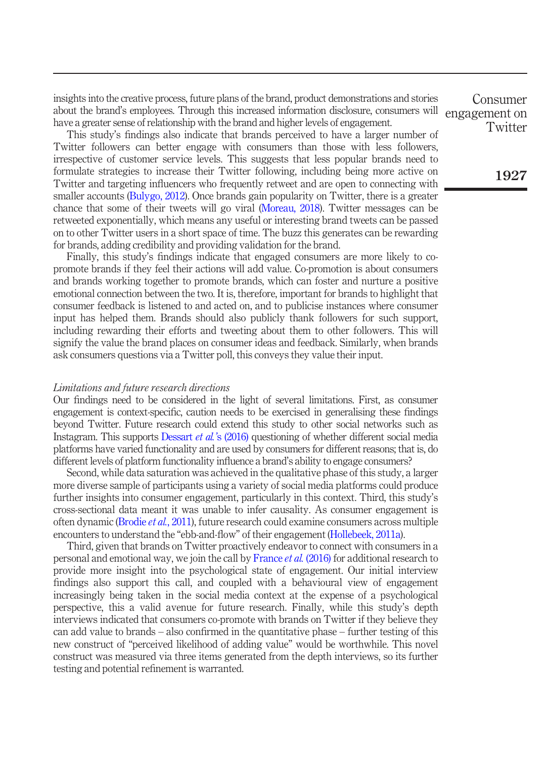insights into the creative process, future plans of the brand, product demonstrations and stories about the brand's employees. Through this increased information disclosure, consumers will have a greater sense of relationship with the brand and higher levels of engagement.

This study's findings also indicate that brands perceived to have a larger number of Twitter followers can better engage with consumers than those with less followers, irrespective of customer service levels. This suggests that less popular brands need to formulate strategies to increase their Twitter following, including being more active on Twitter and targeting influencers who frequently retweet and are open to connecting with smaller accounts (Bulygo, 2012). Once brands gain popularity on Twitter, there is a greater chance that some of their tweets will go viral (Moreau, 2018). Twitter messages can be retweeted exponentially, which means any useful or interesting brand tweets can be passed on to other Twitter users in a short space of time. The buzz this generates can be rewarding for brands, adding credibility and providing validation for the brand.

Finally, this study's findings indicate that engaged consumers are more likely to co-promote brands if they feel their actions will add value. Co-promotion is about consumers and brands working together to promote brands, which can foster and nurture a positive emotional connection between the two. It is, therefore, important for brands to highlight that consumer feedback is listened to and acted on, and to publicise instances where consumer input has helped them. Brands should also publicly thank followers for such support, including rewarding their efforts and tweeting about them to other followers. This will signify the value the brand places on consumer ideas and feedback. Similarly, when brands ask consumers questions via a Twitter poll, this conveys they value their input.

*Limitations and future research directions*

Our findings need to be considered in the light of several limitations. First, as consumer engagement is context-specific, caution needs to be exercised in generalising these findings beyond Twitter. Future research could extend this study to other social networks such as Instagram. This supports Dessart *et al.*'s (2016) questioning of whether different social media platforms have varied functionality and are used by consumers for different reasons; that is, do different levels of platform functionality influence a brand's ability to engage consumers?

Second, while data saturation was achieved in the qualitative phase of this study, a larger more diverse sample of participants using a variety of social media platforms could produce further insights into consumer engagement, particularly in this context. Third, this study's cross-sectional data meant it was unable to infer causality. As consumer engagement is often dynamic (Brodie *et al.*, 2011), future research could examine consumers across multiple encounters to understand the "ebb-and-flow" of their engagement (Hollebeek, 2011a).

Third, given that brands on Twitter proactively endeavor to connect with consumers in a personal and emotional way, we join the call by France *et al.* (2016) for additional research to provide more insight into the psychological state of engagement. Our initial interview findings also support this call, and coupled with a behavioural view of engagement increasingly being taken in the social media context at the expense of a psychological perspective, this a valid avenue for future research. Finally, while this study's depth interviews indicated that consumers co-promote with brands on Twitter if they believe they can add value to brands – also confirmed in the quantitative phase – further testing of this new construct of "perceived likelihood of adding value" would be worthwhile. This novel construct was measured via three items generated from the depth interviews, so its further testing and potential refinement is warranted.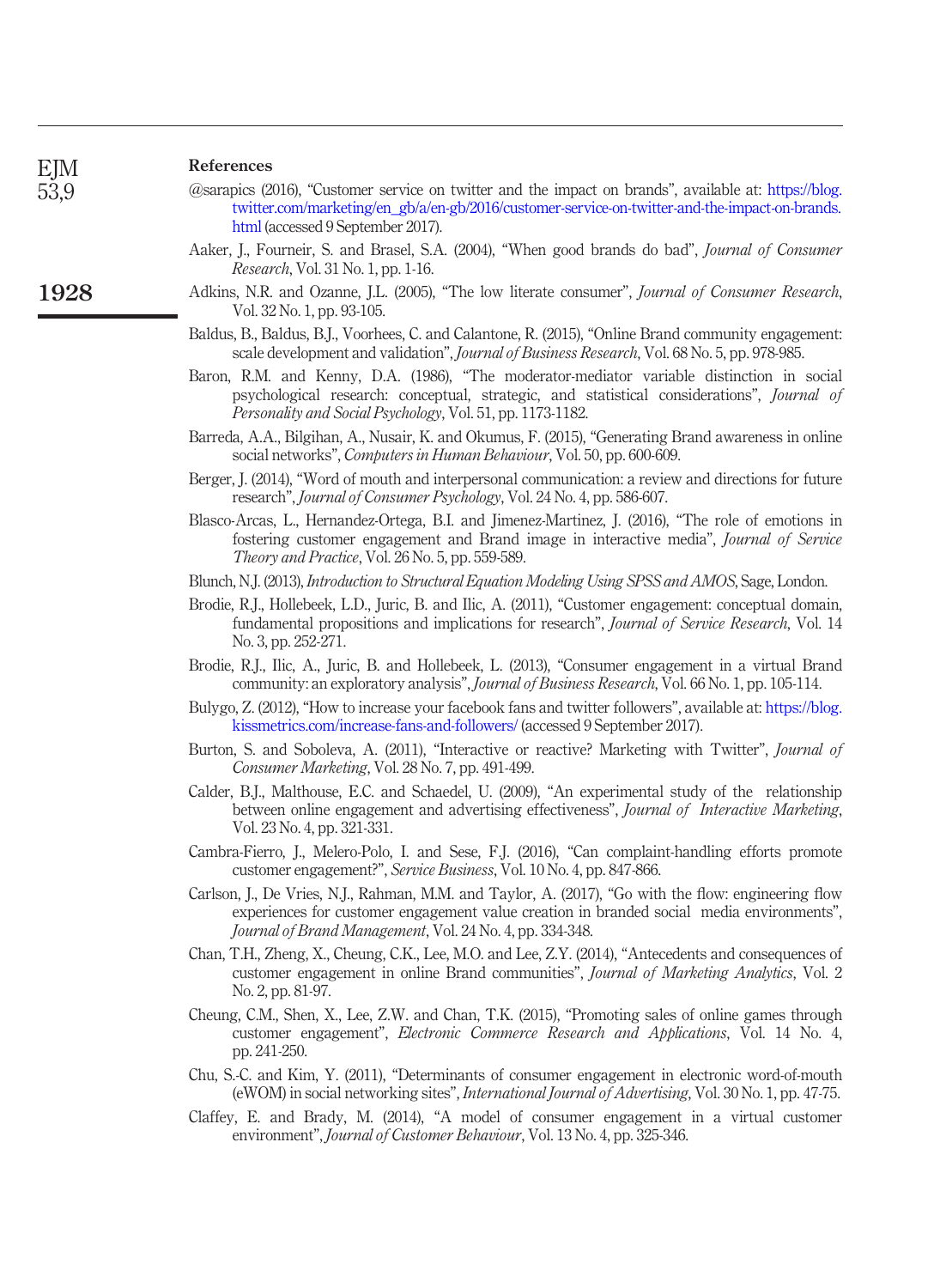## References

@sarapics (2016), "Customer service on twitter and the impact on brands", available at: https://blog.twitter.com/marketing/en_gb/a/en-gb/2016/customer-service-on-twitter-and-the-impact-on-brands.html (accessed 9 September 2017).

Aaker, J., Fourneir, S. and Brasel, S.A. (2004), "When good brands do bad", *Journal of Consumer Research*, Vol. 31 No. 1, pp. 1-16.

Adkins, N.R. and Ozanne, J.L. (2005), "The low literate consumer", *Journal of Consumer Research*, Vol. 32 No. 1, pp. 93-105.

Baldus, B., Baldus, B.J., Voorhees, C. and Calantone, R. (2015), "Online Brand community engagement: scale development and validation", *Journal of Business Research*, Vol. 68 No. 5, pp. 978-985.

Baron, R.M. and Kenny, D.A. (1986), "The moderator-mediator variable distinction in social psychological research: conceptual, strategic, and statistical considerations", *Journal of Personality and Social Psychology*, Vol. 51, pp. 1173-1182.

Barreda, A.A., Bilgihan, A., Nusair, K. and Okumus, F. (2015), "Generating Brand awareness in online social networks", *Computers in Human Behaviour*, Vol. 50, pp. 600-609.

Berger, J. (2014), "Word of mouth and interpersonal communication: a review and directions for future research", *Journal of Consumer Psychology*, Vol. 24 No. 4, pp. 586-607.

Blasco-Arcas, L., Hernandez-Ortega, B.I. and Jimenez-Martinez, J. (2016), "The role of emotions in fostering customer engagement and Brand image in interactive media", *Journal of Service Theory and Practice*, Vol. 26 No. 5, pp. 559-589.

Blunch, N.J. (2013), *Introduction to Structural Equation Modeling Using SPSS and AMOS*, Sage, London.

Brodie, R.J., Hollebeek, L.D., Juric, B. and Ilic, A. (2011), "Customer engagement: conceptual domain, fundamental propositions and implications for research", *Journal of Service Research*, Vol. 14 No. 3, pp. 252-271.

Brodie, R.J., Ilic, A., Juric, B. and Hollebeek, L. (2013), "Consumer engagement in a virtual Brand community: an exploratory analysis", *Journal of Business Research*, Vol. 66 No. 1, pp. 105-114.

Bulygo, Z. (2012), "How to increase your facebook fans and twitter followers", available at: https://blog.kissmetrics.com/increase-fans-and-followers/ (accessed 9 September 2017).

Burton, S. and Soboleva, A. (2011), "Interactive or reactive? Marketing with Twitter", *Journal of Consumer Marketing*, Vol. 28 No. 7, pp. 491-499.

Calder, B.J., Malthouse, E.C. and Schaedel, U. (2009), "An experimental study of the relationship between online engagement and advertising effectiveness", *Journal of Interactive Marketing*, Vol. 23 No. 4, pp. 321-331.

Cambra-Fierro, J., Melero-Polo, I. and Sese, F.J. (2016), "Can complaint-handling efforts promote customer engagement?", *Service Business*, Vol. 10 No. 4, pp. 847-866.

Carlson, J., De Vries, N.J., Rahman, M.M. and Taylor, A. (2017), "Go with the flow: engineering flow experiences for customer engagement value creation in branded social media environments", *Journal of Brand Management*, Vol. 24 No. 4, pp. 334-348.

Chan, T.H., Zheng, X., Cheung, C.K., Lee, M.O. and Lee, Z.Y. (2014), "Antecedents and consequences of customer engagement in online Brand communities", *Journal of Marketing Analytics*, Vol. 2 No. 2, pp. 81-97.

Cheung, C.M., Shen, X., Lee, Z.W. and Chan, T.K. (2015), "Promoting sales of online games through customer engagement", *Electronic Commerce Research and Applications*, Vol. 14 No. 4, pp. 241-250.

Chu, S.-C. and Kim, Y. (2011), "Determinants of consumer engagement in electronic word-of-mouth (eWOM) in social networking sites", *International Journal of Advertising*, Vol. 30 No. 1, pp. 47-75.

Claffey, E. and Brady, M. (2014), "A model of consumer engagement in a virtual customer environment", *Journal of Customer Behaviour*, Vol. 13 No. 4, pp. 325-346.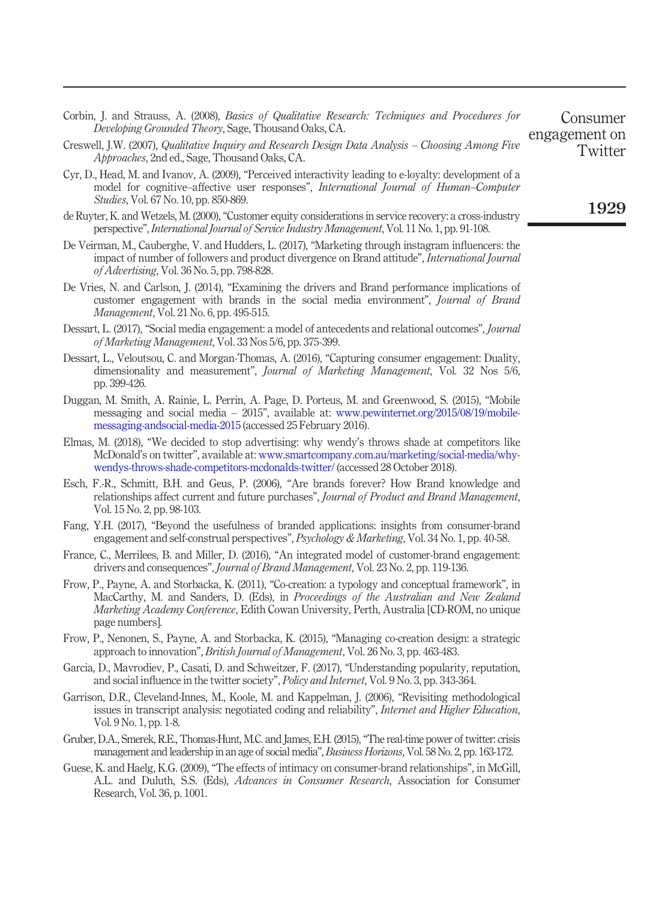Corbin, J. and Strauss, A. (2008), *Basics of Qualitative Research: Techniques and Procedures for Developing Grounded Theory*, Sage, Thousand Oaks, CA.

Creswell, J.W. (2007), *Qualitative Inquiry and Research Design Data Analysis – Choosing Among Five Approaches*, 2nd ed., Sage, Thousand Oaks, CA.

Cyr, D., Head, M. and Ivanov, A. (2009), "Perceived interactivity leading to e-loyalty: development of a model for cognitive–affective user responses", *International Journal of Human–Computer Studies*, Vol. 67 No. 10, pp. 850-869.

de Ruyter, K. and Wetzels, M. (2000), "Customer equity considerations in service recovery: a cross-industry perspective", *International Journal of Service Industry Management*, Vol. 11 No. 1, pp. 91-108.

De Veirman, M., Cauberghe, V. and Hudders, L. (2017), "Marketing through instagram influencers: the impact of number of followers and product divergence on Brand attitude", *International Journal of Advertising*, Vol. 36 No. 5, pp. 798-828.

De Vries, N. and Carlson, J. (2014), "Examining the drivers and Brand performance implications of customer engagement with brands in the social media environment", *Journal of Brand Management*, Vol. 21 No. 6, pp. 495-515.

Dessart, L. (2017), "Social media engagement: a model of antecedents and relational outcomes", *Journal of Marketing Management*, Vol. 33 Nos 5/6, pp. 375-399.

Dessart, L., Veloutsou, C. and Morgan-Thomas, A. (2016), "Capturing consumer engagement: Duality, dimensionality and measurement", *Journal of Marketing Management*, Vol. 32 Nos 5/6, pp. 399-426.

Duggan, M. Smith, A. Rainie, L. Perrin, A. Page, D. Porteus, M. and Greenwood, S. (2015), "Mobile messaging and social media – 2015", available at: www.pewinternet.org/2015/08/19/mobile-messaging-andsocial-media-2015 (accessed 25 February 2016).

Elmas, M. (2018), "We decided to stop advertising: why wendy's throws shade at competitors like McDonald's on twitter", available at: www.smartcompany.com.au/marketing/social-media/why-wendys-throws-shade-competitors-mcdonalds-twitter/ (accessed 28 October 2018).

Esch, F.-R., Schmitt, B.H. and Geus, P. (2006), "Are brands forever? How Brand knowledge and relationships affect current and future purchases", *Journal of Product and Brand Management*, Vol. 15 No. 2, pp. 98-103.

Fang, Y.H. (2017), "Beyond the usefulness of branded applications: insights from consumer-brand engagement and self-construal perspectives", *Psychology & Marketing*, Vol. 34 No. 1, pp. 40-58.

France, C., Merrilees, B. and Miller, D. (2016), "An integrated model of customer-brand engagement: drivers and consequences", *Journal of Brand Management*, Vol. 23 No. 2, pp. 119-136.

Frow, P., Payne, A. and Storbacka, K. (2011), "Co-creation: a typology and conceptual framework", in MacCarthy, M. and Sanders, D. (Eds), in *Proceedings of the Australian and New Zealand Marketing Academy Conference*, Edith Cowan University, Perth, Australia [CD-ROM, no unique page numbers].

Frow, P., Nenonen, S., Payne, A. and Storbacka, K. (2015), "Managing co-creation design: a strategic approach to innovation", *British Journal of Management*, Vol. 26 No. 3, pp. 463-483.

Garcia, D., Mavrodiev, P., Casati, D. and Schweitzer, F. (2017), "Understanding popularity, reputation, and social influence in the twitter society", *Policy and Internet*, Vol. 9 No. 3, pp. 343-364.

Garrison, D.R., Cleveland-Innes, M., Koole, M. and Kappelman, J. (2006), "Revisiting methodological issues in transcript analysis: negotiated coding and reliability", *Internet and Higher Education*, Vol. 9 No. 1, pp. 1-8.

Gruber, D.A., Smerek, R.E., Thomas-Hunt, M.C. and James, E.H. (2015), "The real-time power of twitter: crisis management and leadership in an age of social media", *Business Horizons*, Vol. 58 No. 2, pp. 163-172.

Guese, K. and Haelg, K.G. (2009), "The effects of intimacy on consumer-brand relationships", in McGill, A.L. and Duluth, S.S. (Eds), *Advances in Consumer Research*, Association for Consumer Research, Vol. 36, p. 1001.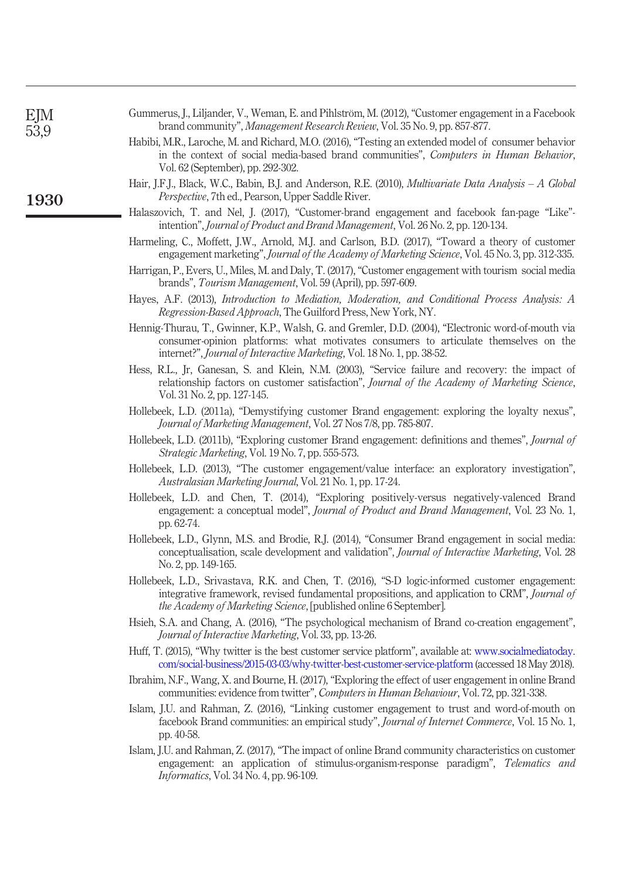Gummerus, J., Liljander, V., Weman, E. and Pihlström, M. (2012), "Customer engagement in a Facebook brand community", *Management Research Review*, Vol. 35 No. 9, pp. 857-877.

Habibi, M.R., Laroche, M. and Richard, M.O. (2016), "Testing an extended model of consumer behavior in the context of social media-based brand communities", *Computers in Human Behavior*, Vol. 62 (September), pp. 292-302.

Hair, J.F.J., Black, W.C., Babin, B.J. and Anderson, R.E. (2010), *Multivariate Data Analysis – A Global Perspective*, 7th ed., Pearson, Upper Saddle River.

Halaszovich, T. and Nel, J. (2017), "Customer-brand engagement and facebook fan-page "Like"-intention", *Journal of Product and Brand Management*, Vol. 26 No. 2, pp. 120-134.

Harmeling, C., Moffett, J.W., Arnold, M.J. and Carlson, B.D. (2017), "Toward a theory of customer engagement marketing", *Journal of the Academy of Marketing Science*, Vol. 45 No. 3, pp. 312-335.

Harrigan, P., Evers, U., Miles, M. and Daly, T. (2017), "Customer engagement with tourism social media brands", *Tourism Management*, Vol. 59 (April), pp. 597-609.

Hayes, A.F. (2013), *Introduction to Mediation, Moderation, and Conditional Process Analysis: A Regression-Based Approach*, The Guilford Press, New York, NY.

Hennig-Thurau, T., Gwinner, K.P., Walsh, G. and Gremler, D.D. (2004), "Electronic word-of-mouth via consumer-opinion platforms: what motivates consumers to articulate themselves on the internet?", *Journal of Interactive Marketing*, Vol. 18 No. 1, pp. 38-52.

Hess, R.L., Jr, Ganesan, S. and Klein, N.M. (2003), "Service failure and recovery: the impact of relationship factors on customer satisfaction", *Journal of the Academy of Marketing Science*, Vol. 31 No. 2, pp. 127-145.

Hollebeek, L.D. (2011a), "Demystifying customer Brand engagement: exploring the loyalty nexus", *Journal of Marketing Management*, Vol. 27 Nos 7/8, pp. 785-807.

Hollebeek, L.D. (2011b), "Exploring customer Brand engagement: definitions and themes", *Journal of Strategic Marketing*, Vol. 19 No. 7, pp. 555-573.

Hollebeek, L.D. (2013), "The customer engagement/value interface: an exploratory investigation", *Australasian Marketing Journal*, Vol. 21 No. 1, pp. 17-24.

Hollebeek, L.D. and Chen, T. (2014), "Exploring positively-versus negatively-valenced Brand engagement: a conceptual model", *Journal of Product and Brand Management*, Vol. 23 No. 1, pp. 62-74.

Hollebeek, L.D., Glynn, M.S. and Brodie, R.J. (2014), "Consumer Brand engagement in social media: conceptualisation, scale development and validation", *Journal of Interactive Marketing*, Vol. 28 No. 2, pp. 149-165.

Hollebeek, L.D., Srivastava, R.K. and Chen, T. (2016), "S-D logic-informed customer engagement: integrative framework, revised fundamental propositions, and application to CRM", *Journal of the Academy of Marketing Science*, [published online 6 September].

Hsieh, S.A. and Chang, A. (2016), "The psychological mechanism of Brand co-creation engagement", *Journal of Interactive Marketing*, Vol. 33, pp. 13-26.

Huff, T. (2015), "Why twitter is the best customer service platform", available at: www.socialmediatoday.com/social-business/2015-03-03/why-twitter-best-customer-service-platform (accessed 18 May 2018).

Ibrahim, N.F., Wang, X. and Bourne, H. (2017), "Exploring the effect of user engagement in online Brand communities: evidence from twitter", *Computers in Human Behaviour*, Vol. 72, pp. 321-338.

Islam, J.U. and Rahman, Z. (2016), "Linking customer engagement to trust and word-of-mouth on facebook Brand communities: an empirical study", *Journal of Internet Commerce*, Vol. 15 No. 1, pp. 40-58.

Islam, J.U. and Rahman, Z. (2017), "The impact of online Brand community characteristics on customer engagement: an application of stimulus-organism-response paradigm", *Telematics and Informatics*, Vol. 34 No. 4, pp. 96-109.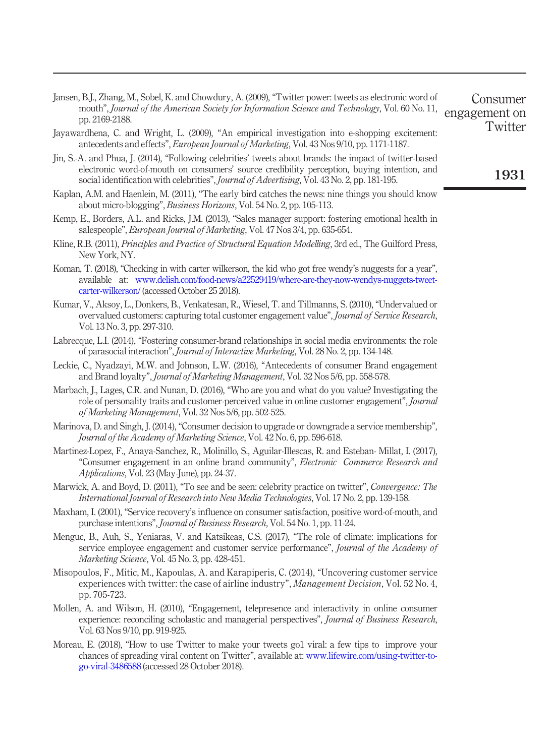Jansen, B.J., Zhang, M., Sobel, K. and Chowdury, A. (2009), "Twitter power: tweets as electronic word of mouth", *Journal of the American Society for Information Science and Technology*, Vol. 60 No. 11, pp. 2169-2188.

Jayawardhena, C. and Wright, L. (2009), "An empirical investigation into e-shopping excitement: antecedents and effects", *European Journal of Marketing*, Vol. 43 Nos 9/10, pp. 1171-1187.

Jin, S.-A. and Phua, J. (2014), "Following celebrities' tweets about brands: the impact of twitter-based electronic word-of-mouth on consumers' source credibility perception, buying intention, and social identification with celebrities", *Journal of Advertising*, Vol. 43 No. 2, pp. 181-195.

Kaplan, A.M. and Haenlein, M. (2011), "The early bird catches the news: nine things you should know about micro-blogging", *Business Horizons*, Vol. 54 No. 2, pp. 105-113.

Kemp, E., Borders, A.L. and Ricks, J.M. (2013), "Sales manager support: fostering emotional health in salespeople", *European Journal of Marketing*, Vol. 47 Nos 3/4, pp. 635-654.

Kline, R.B. (2011), *Principles and Practice of Structural Equation Modelling*, 3rd ed., The Guilford Press, New York, NY.

Koman, T. (2018), "Checking in with carter wilkerson, the kid who got free wendy's nuggests for a year", available at: www.delish.com/food-news/a22529419/where-are-they-now-wendys-nuggets-tweet-carter-wilkerson/ (accessed October 25 2018).

Kumar, V., Aksoy, L., Donkers, B., Venkatesan, R., Wiesel, T. and Tillmanns, S. (2010), "Undervalued or overvalued customers: capturing total customer engagement value", *Journal of Service Research*, Vol. 13 No. 3, pp. 297-310.

Labrecque, L.I. (2014), "Fostering consumer-brand relationships in social media environments: the role of parasocial interaction", *Journal of Interactive Marketing*, Vol. 28 No. 2, pp. 134-148.

Leckie, C., Nyadzayi, M.W. and Johnson, L.W. (2016), "Antecedents of consumer Brand engagement and Brand loyalty", *Journal of Marketing Management*, Vol. 32 Nos 5/6, pp. 558-578.

Marbach, J., Lages, C.R. and Nunan, D. (2016), "Who are you and what do you value? Investigating the role of personality traits and customer-perceived value in online customer engagement", *Journal of Marketing Management*, Vol. 32 Nos 5/6, pp. 502-525.

Marinova, D. and Singh, J. (2014), "Consumer decision to upgrade or downgrade a service membership", *Journal of the Academy of Marketing Science*, Vol. 42 No. 6, pp. 596-618.

Martinez-Lopez, F., Anaya-Sanchez, R., Molinillo, S., Aguilar-Illescas, R. and Esteban- Millat, I. (2017), "Consumer engagement in an online brand community", *Electronic Commerce Research and Applications*, Vol. 23 (May-June), pp. 24-37.

Marwick, A. and Boyd, D. (2011), "To see and be seen: celebrity practice on twitter", *Convergence: The International Journal of Research into New Media Technologies*, Vol. 17 No. 2, pp. 139-158.

Maxham, I. (2001), "Service recovery's influence on consumer satisfaction, positive word-of-mouth, and purchase intentions", *Journal of Business Research*, Vol. 54 No. 1, pp. 11-24.

Menguc, B., Auh, S., Yeniaras, V. and Katsikeas, C.S. (2017), "The role of climate: implications for service employee engagement and customer service performance", *Journal of the Academy of Marketing Science*, Vol. 45 No. 3, pp. 428-451.

Misopoulos, F., Mitic, M., Kapoulas, A. and Karapiperis, C. (2014), "Uncovering customer service experiences with twitter: the case of airline industry", *Management Decision*, Vol. 52 No. 4, pp. 705-723.

Mollen, A. and Wilson, H. (2010), "Engagement, telepresence and interactivity in online consumer experience: reconciling scholastic and managerial perspectives", *Journal of Business Research*, Vol. 63 Nos 9/10, pp. 919-925.

Moreau, E. (2018), "How to use Twitter to make your tweets go1 viral: a few tips to improve your chances of spreading viral content on Twitter", available at: www.lifewire.com/using-twitter-to-go-viral-3486588 (accessed 28 October 2018).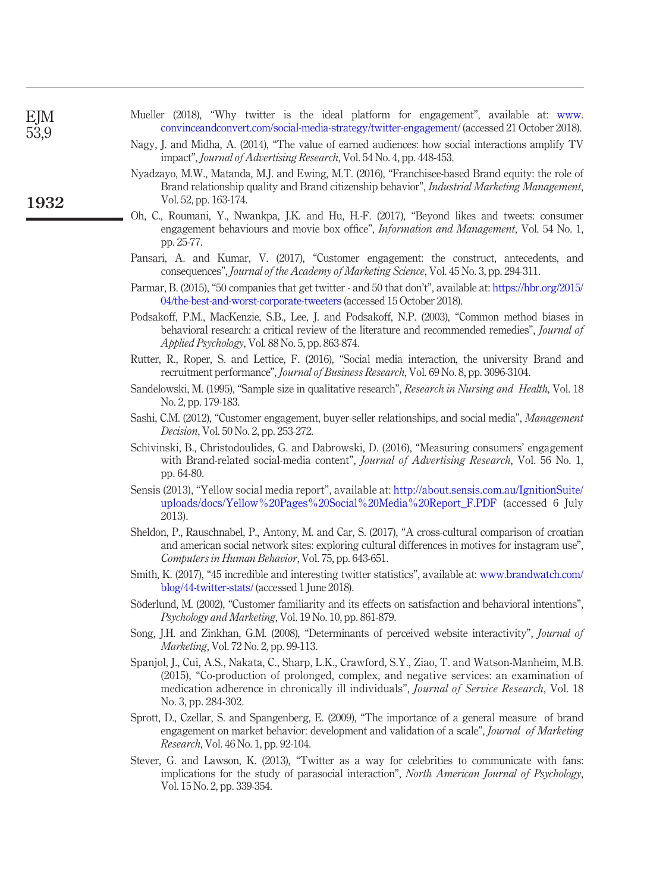Mueller (2018), "Why twitter is the ideal platform for engagement", available at: www.convinceandconvert.com/social-media-strategy/twitter-engagement/ (accessed 21 October 2018).

Nagy, J. and Midha, A. (2014), "The value of earned audiences: how social interactions amplify TV impact", *Journal of Advertising Research*, Vol. 54 No. 4, pp. 448-453.

Nyadzayo, M.W., Matanda, M.J. and Ewing, M.T. (2016), "Franchisee-based Brand equity: the role of Brand relationship quality and Brand citizenship behavior", *Industrial Marketing Management*, Vol. 52, pp. 163-174.

Oh, C., Roumani, Y., Nwankpa, J.K. and Hu, H.-F. (2017), "Beyond likes and tweets: consumer engagement behaviours and movie box office", *Information and Management*, Vol. 54 No. 1, pp. 25-77.

Pansari, A. and Kumar, V. (2017), "Customer engagement: the construct, antecedents, and consequences", *Journal of the Academy of Marketing Science*, Vol. 45 No. 3, pp. 294-311.

Parmar, B. (2015), "50 companies that get twitter - and 50 that don't", available at: https://hbr.org/2015/04/the-best-and-worst-corporate-tweeters (accessed 15 October 2018).

Podsakoff, P.M., MacKenzie, S.B., Lee, J. and Podsakoff, N.P. (2003), "Common method biases in behavioral research: a critical review of the literature and recommended remedies", *Journal of Applied Psychology*, Vol. 88 No. 5, pp. 863-874.

Rutter, R., Roper, S. and Lettice, F. (2016), "Social media interaction, the university Brand and recruitment performance", *Journal of Business Research*, Vol. 69 No. 8, pp. 3096-3104.

Sandelowski, M. (1995), "Sample size in qualitative research", *Research in Nursing and Health*, Vol. 18 No. 2, pp. 179-183.

Sashi, C.M. (2012), "Customer engagement, buyer-seller relationships, and social media", *Management Decision*, Vol. 50 No. 2, pp. 253-272.

Schivinski, B., Christodoulides, G. and Dabrowski, D. (2016), "Measuring consumers' engagement with Brand-related social-media content", *Journal of Advertising Research*, Vol. 56 No. 1, pp. 64-80.

Sensis (2013), "Yellow social media report", available at: http://about.sensis.com.au/IgnitionSuite/uploads/docs/Yellow%20Pages%20Social%20Media%20Report_F.PDF (accessed 6 July 2013).

Sheldon, P., Rauschnabel, P., Antony, M. and Car, S. (2017), "A cross-cultural comparison of croatian and american social network sites: exploring cultural differences in motives for instagram use", *Computers in Human Behavior*, Vol. 75, pp. 643-651.

Smith, K. (2017), "45 incredible and interesting twitter statistics", available at: www.brandwatch.com/blog/44-twitter-stats/ (accessed 1 June 2018).

Söderlund, M. (2002), "Customer familiarity and its effects on satisfaction and behavioral intentions", *Psychology and Marketing*, Vol. 19 No. 10, pp. 861-879.

Song, J.H. and Zinkhan, G.M. (2008), "Determinants of perceived website interactivity", *Journal of Marketing*, Vol. 72 No. 2, pp. 99-113.

Spanjol, J., Cui, A.S., Nakata, C., Sharp, L.K., Crawford, S.Y., Ziao, T. and Watson-Manheim, M.B. (2015), "Co-production of prolonged, complex, and negative services: an examination of medication adherence in chronically ill individuals", *Journal of Service Research*, Vol. 18 No. 3, pp. 284-302.

Sprott, D., Czellar, S. and Spangenberg, E. (2009), "The importance of a general measure of brand engagement on market behavior: development and validation of a scale", *Journal of Marketing Research*, Vol. 46 No. 1, pp. 92-104.

Stever, G. and Lawson, K. (2013), "Twitter as a way for celebrities to communicate with fans: implications for the study of parasocial interaction", *North American Journal of Psychology*, Vol. 15 No. 2, pp. 339-354.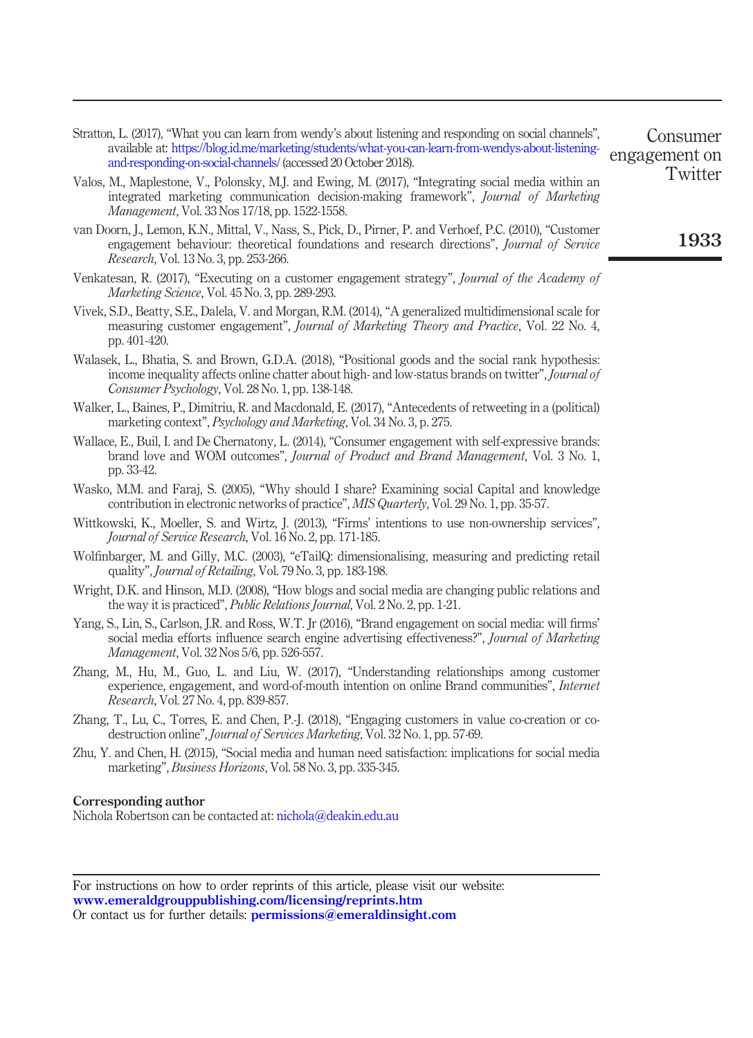Stratton, L. (2017), "What you can learn from wendy's about listening and responding on social channels", available at: https://blog.id.me/marketing/students/what-you-can-learn-from-wendys-about-listening-and-responding-on-social-channels/ (accessed 20 October 2018).

Valos, M., Maplestone, V., Polonsky, M.J. and Ewing, M. (2017), "Integrating social media within an integrated marketing communication decision-making framework", *Journal of Marketing Management*, Vol. 33 Nos 17/18, pp. 1522-1558.

van Doorn, J., Lemon, K.N., Mittal, V., Nass, S., Pick, D., Pirner, P. and Verhoef, P.C. (2010), "Customer engagement behaviour: theoretical foundations and research directions", *Journal of Service Research*, Vol. 13 No. 3, pp. 253-266.

Venkatesan, R. (2017), "Executing on a customer engagement strategy", *Journal of the Academy of Marketing Science*, Vol. 45 No. 3, pp. 289-293.

Vivek, S.D., Beatty, S.E., Dalela, V. and Morgan, R.M. (2014), "A generalized multidimensional scale for measuring customer engagement", *Journal of Marketing Theory and Practice*, Vol. 22 No. 4, pp. 401-420.

Walasek, L., Bhatia, S. and Brown, G.D.A. (2018), "Positional goods and the social rank hypothesis: income inequality affects online chatter about high- and low-status brands on twitter", *Journal of Consumer Psychology*, Vol. 28 No. 1, pp. 138-148.

Walker, L., Baines, P., Dimitriu, R. and Macdonald, E. (2017), "Antecedents of retweeting in a (political) marketing context", *Psychology and Marketing*, Vol. 34 No. 3, p. 275.

Wallace, E., Buil, I. and De Chernatony, L. (2014), "Consumer engagement with self-expressive brands: brand love and WOM outcomes", *Journal of Product and Brand Management*, Vol. 3 No. 1, pp. 33-42.

Wasko, M.M. and Faraj, S. (2005), "Why should I share? Examining social Capital and knowledge contribution in electronic networks of practice", *MIS Quarterly*, Vol. 29 No. 1, pp. 35-57.

Wittkowski, K., Moeller, S. and Wirtz, J. (2013), "Firms' intentions to use non-ownership services", *Journal of Service Research*, Vol. 16 No. 2, pp. 171-185.

Wolfinbarger, M. and Gilly, M.C. (2003), "eTailQ: dimensionalising, measuring and predicting retail quality", *Journal of Retailing*, Vol. 79 No. 3, pp. 183-198.

Wright, D.K. and Hinson, M.D. (2008), "How blogs and social media are changing public relations and the way it is practiced", *Public Relations Journal*, Vol. 2 No. 2, pp. 1-21.

Yang, S., Lin, S., Carlson, J.R. and Ross, W.T. Jr (2016), "Brand engagement on social media: will firms' social media efforts influence search engine advertising effectiveness?", *Journal of Marketing Management*, Vol. 32 Nos 5/6, pp. 526-557.

Zhang, M., Hu, M., Guo, L. and Liu, W. (2017), "Understanding relationships among customer experience, engagement, and word-of-mouth intention on online Brand communities", *Internet Research*, Vol. 27 No. 4, pp. 839-857.

Zhang, T., Lu, C., Torres, E. and Chen, P.-J. (2018), "Engaging customers in value co-creation or co-destruction online", *Journal of Services Marketing*, Vol. 32 No. 1, pp. 57-69.

Zhu, Y. and Chen, H. (2015), "Social media and human need satisfaction: implications for social media marketing", *Business Horizons*, Vol. 58 No. 3, pp. 335-345.

**Corresponding author**

Nichola Robertson can be contacted at: nichola@deakin.edu.au

For instructions on how to order reprints of this article, please visit our website:
**www.emeraldgrouppublishing.com/licensing/reprints.htm**
Or contact us for further details: **permissions@emeraldinsight.com**